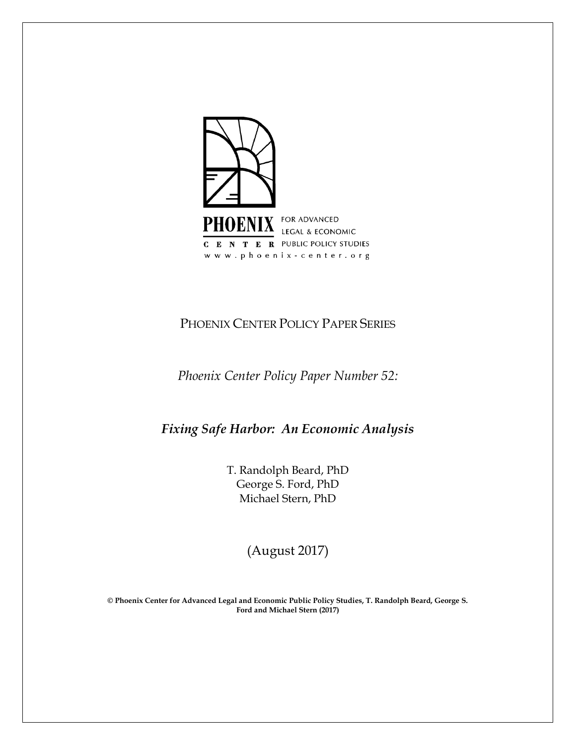PHOENIX FOR ADVANCED LEGAL & ECONOMIC
CENTER PUBLIC POLICY STUDIES
www.phoenix-center.org

PHOENIX CENTER POLICY PAPER SERIES

*Phoenix Center Policy Paper Number 52:*

# *Fixing Safe Harbor: An Economic Analysis*

T. Randolph Beard, PhD
George S. Ford, PhD
Michael Stern, PhD

(August 2017)

**© Phoenix Center for Advanced Legal and Economic Public Policy Studies, T. Randolph Beard, George S. Ford and Michael Stern (2017)**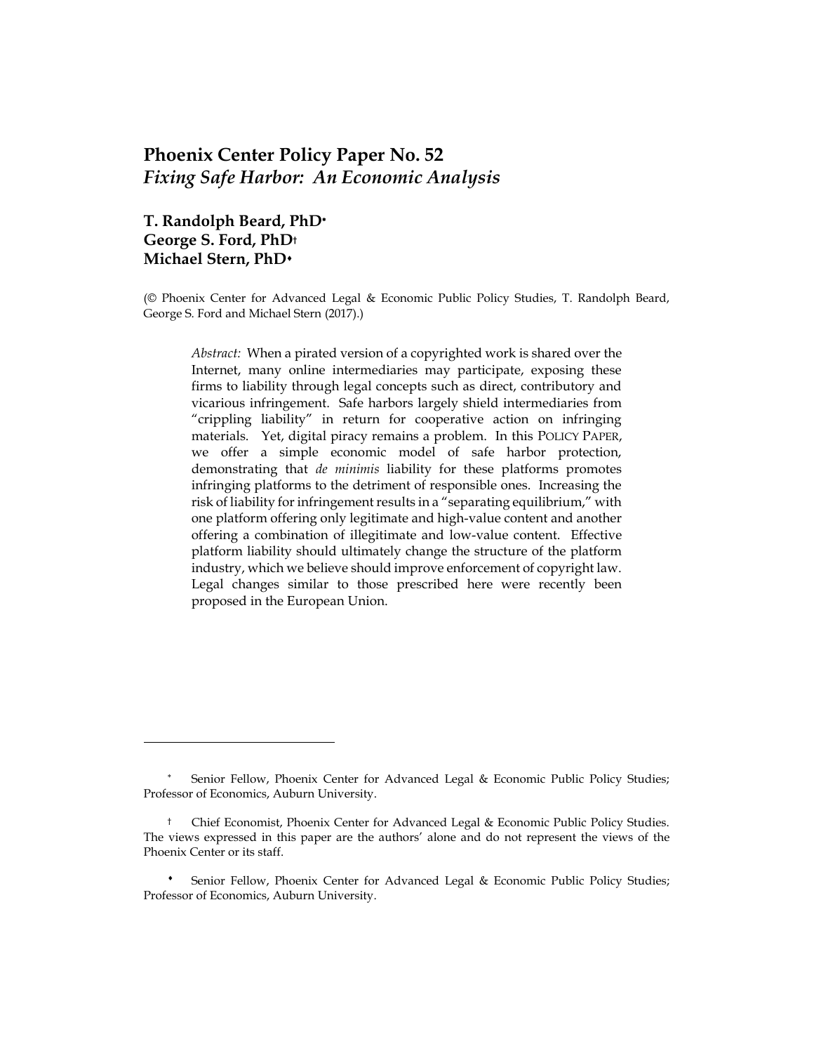# Phoenix Center Policy Paper No. 52

## *Fixing Safe Harbor: An Economic Analysis*

**T. Randolph Beard, PhD*** 
**George S. Ford, PhD†** 
**Michael Stern, PhD♦**

(© Phoenix Center for Advanced Legal & Economic Public Policy Studies, T. Randolph Beard, George S. Ford and Michael Stern (2017).)

> *Abstract:* When a pirated version of a copyrighted work is shared over the Internet, many online intermediaries may participate, exposing these firms to liability through legal concepts such as direct, contributory and vicarious infringement. Safe harbors largely shield intermediaries from "crippling liability" in return for cooperative action on infringing materials. Yet, digital piracy remains a problem. In this POLICY PAPER, we offer a simple economic model of safe harbor protection, demonstrating that *de minimis* liability for these platforms promotes infringing platforms to the detriment of responsible ones. Increasing the risk of liability for infringement results in a "separating equilibrium," with one platform offering only legitimate and high-value content and another offering a combination of illegitimate and low-value content. Effective platform liability should ultimately change the structure of the platform industry, which we believe should improve enforcement of copyright law. Legal changes similar to those prescribed here were recently been proposed in the European Union.

---

\* Senior Fellow, Phoenix Center for Advanced Legal & Economic Public Policy Studies; Professor of Economics, Auburn University.

† Chief Economist, Phoenix Center for Advanced Legal & Economic Public Policy Studies. The views expressed in this paper are the authors' alone and do not represent the views of the Phoenix Center or its staff.

♦ Senior Fellow, Phoenix Center for Advanced Legal & Economic Public Policy Studies; Professor of Economics, Auburn University.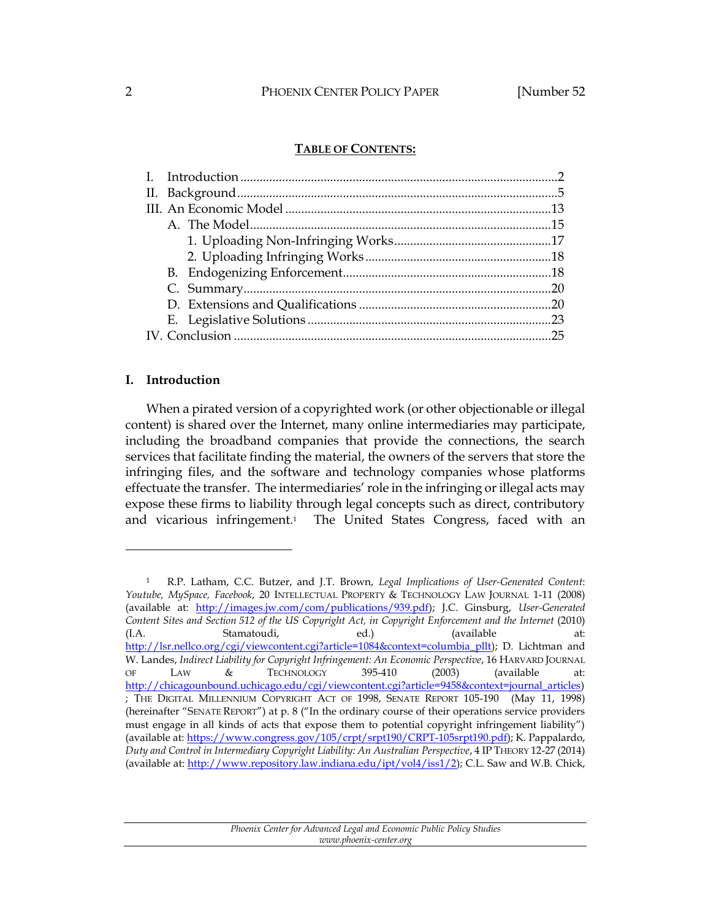**TABLE OF CONTENTS:**

I. Introduction .......................................................................................... 2
II. Background ........................................................................................... 5
III. An Economic Model .......................................................................... 13
  A. The Model ..................................................................................... 15
    1. Uploading Non-Infringing Works ................................................ 17
    2. Uploading Infringing Works ......................................................... 18
  B. Endogenizing Enforcement ................................................................ 18
  C. Summary ........................................................................................ 20
  D. Extensions and Qualifications ........................................................... 20
  E. Legislative Solutions ........................................................................ 23
IV. Conclusion .......................................................................................... 25

## I. Introduction

When a pirated version of a copyrighted work (or other objectionable or illegal content) is shared over the Internet, many online intermediaries may participate, including the broadband companies that provide the connections, the search services that facilitate finding the material, the owners of the servers that store the infringing files, and the software and technology companies whose platforms effectuate the transfer. The intermediaries' role in the infringing or illegal acts may expose these firms to liability through legal concepts such as direct, contributory and vicarious infringement.[1] The United States Congress, faced with an

---

[1] R.P. Latham, C.C. Butzer, and J.T. Brown, *Legal Implications of User-Generated Content*: *Youtube, MySpace, Facebook*, 20 INTELLECTUAL PROPERTY & TECHNOLOGY LAW JOURNAL 1-11 (2008) (available at: http://images.jw.com/com/publications/939.pdf); J.C. Ginsburg, *User-Generated Content Sites and Section 512 of the US Copyright Act, in Copyright Enforcement and the Internet* (2010) (I.A. Stamatoudi, ed.) (available at: http://lsr.nellco.org/cgi/viewcontent.cgi?article=1084&context=columbia_pllt); D. Lichtman and W. Landes, *Indirect Liability for Copyright Infringement: An Economic Perspective*, 16 HARVARD JOURNAL OF LAW & TECHNOLOGY 395-410 (2003) (available at: http://chicagounbound.uchicago.edu/cgi/viewcontent.cgi?article=9458&context=journal_articles) ; THE DIGITAL MILLENNIUM COPYRIGHT ACT OF 1998, SENATE REPORT 105-190 (May 11, 1998) (hereinafter "SENATE REPORT") at p. 8 ("In the ordinary course of their operations service providers must engage in all kinds of acts that expose them to potential copyright infringement liability") (available at: https://www.congress.gov/105/crpt/srpt190/CRPT-105srpt190.pdf); K. Pappalardo, *Duty and Control in Intermediary Copyright Liability: An Australian Perspective*, 4 IP THEORY 12-27 (2014) (available at: http://www.repository.law.indiana.edu/ipt/vol4/iss1/2); C.L. Saw and W.B. Chick,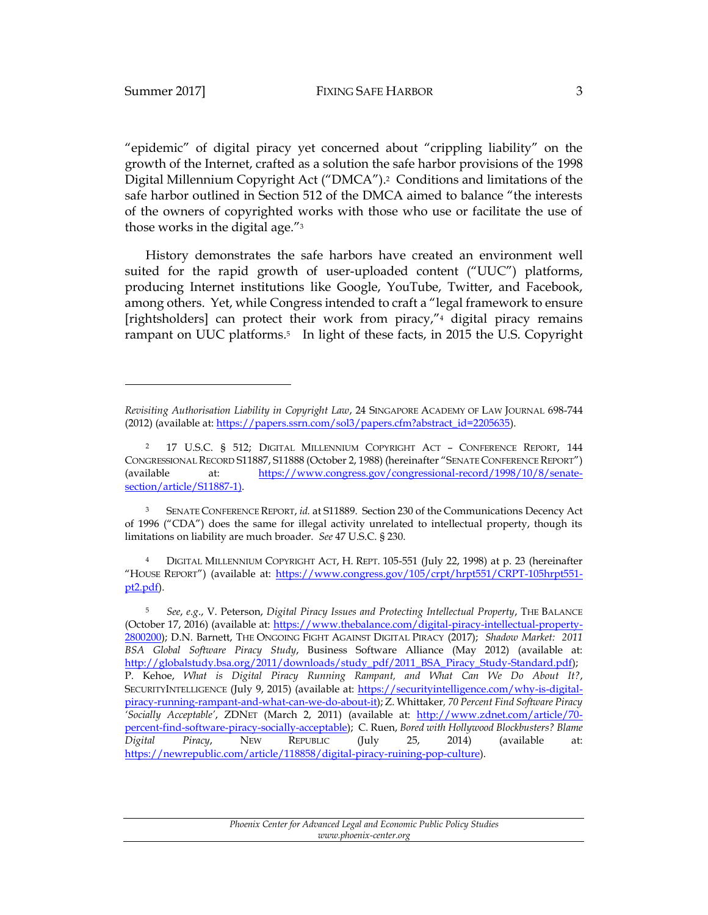"epidemic" of digital piracy yet concerned about "crippling liability" on the growth of the Internet, crafted as a solution the safe harbor provisions of the 1998 Digital Millennium Copyright Act ("DMCA").[2] Conditions and limitations of the safe harbor outlined in Section 512 of the DMCA aimed to balance "the interests of the owners of copyrighted works with those who use or facilitate the use of those works in the digital age."[3]

History demonstrates the safe harbors have created an environment well suited for the rapid growth of user-uploaded content ("UUC") platforms, producing Internet institutions like Google, YouTube, Twitter, and Facebook, among others. Yet, while Congress intended to craft a "legal framework to ensure [rightsholders] can protect their work from piracy,"[4] digital piracy remains rampant on UUC platforms.[5] In light of these facts, in 2015 the U.S. Copyright

---

*Revisiting Authorisation Liability in Copyright Law*, 24 SINGAPORE ACADEMY OF LAW JOURNAL 698-744 (2012) (available at: https://papers.ssrn.com/sol3/papers.cfm?abstract_id=2205635).

[2] 17 U.S.C. § 512; DIGITAL MILLENNIUM COPYRIGHT ACT – CONFERENCE REPORT, 144 CONGRESSIONAL RECORD S11887, S11888 (October 2, 1988) (hereinafter "SENATE CONFERENCE REPORT") (available at: https://www.congress.gov/congressional-record/1998/10/8/senate-section/article/S11887-1).

[3] SENATE CONFERENCE REPORT, *id.* at S11889. Section 230 of the Communications Decency Act of 1996 ("CDA") does the same for illegal activity unrelated to intellectual property, though its limitations on liability are much broader. *See* 47 U.S.C. § 230.

[4] DIGITAL MILLENNIUM COPYRIGHT ACT, H. REPT. 105-551 (July 22, 1998) at p. 23 (hereinafter "HOUSE REPORT") (available at: https://www.congress.gov/105/crpt/hrpt551/CRPT-105hrpt551-pt2.pdf).

[5] *See*, *e.g.*, V. Peterson, *Digital Piracy Issues and Protecting Intellectual Property*, THE BALANCE (October 17, 2016) (available at: https://www.thebalance.com/digital-piracy-intellectual-property-2800200); D.N. Barnett, THE ONGOING FIGHT AGAINST DIGITAL PIRACY (2017); *Shadow Market: 2011 BSA Global Software Piracy Study*, Business Software Alliance (May 2012) (available at: http://globalstudy.bsa.org/2011/downloads/study_pdf/2011_BSA_Piracy_Study-Standard.pdf); P. Kehoe, *What is Digital Piracy Running Rampant, and What Can We Do About It?*, SECURITYINTELLIGENCE (July 9, 2015) (available at: https://securityintelligence.com/why-is-digital-piracy-running-rampant-and-what-can-we-do-about-it); Z. Whittaker, *70 Percent Find Software Piracy 'Socially Acceptable'*, ZDNET (March 2, 2011) (available at: http://www.zdnet.com/article/70-percent-find-software-piracy-socially-acceptable); C. Ruen, *Bored with Hollywood Blockbusters? Blame Digital Piracy*, NEW REPUBLIC (July 25, 2014) (available at: https://newrepublic.com/article/118858/digital-piracy-ruining-pop-culture).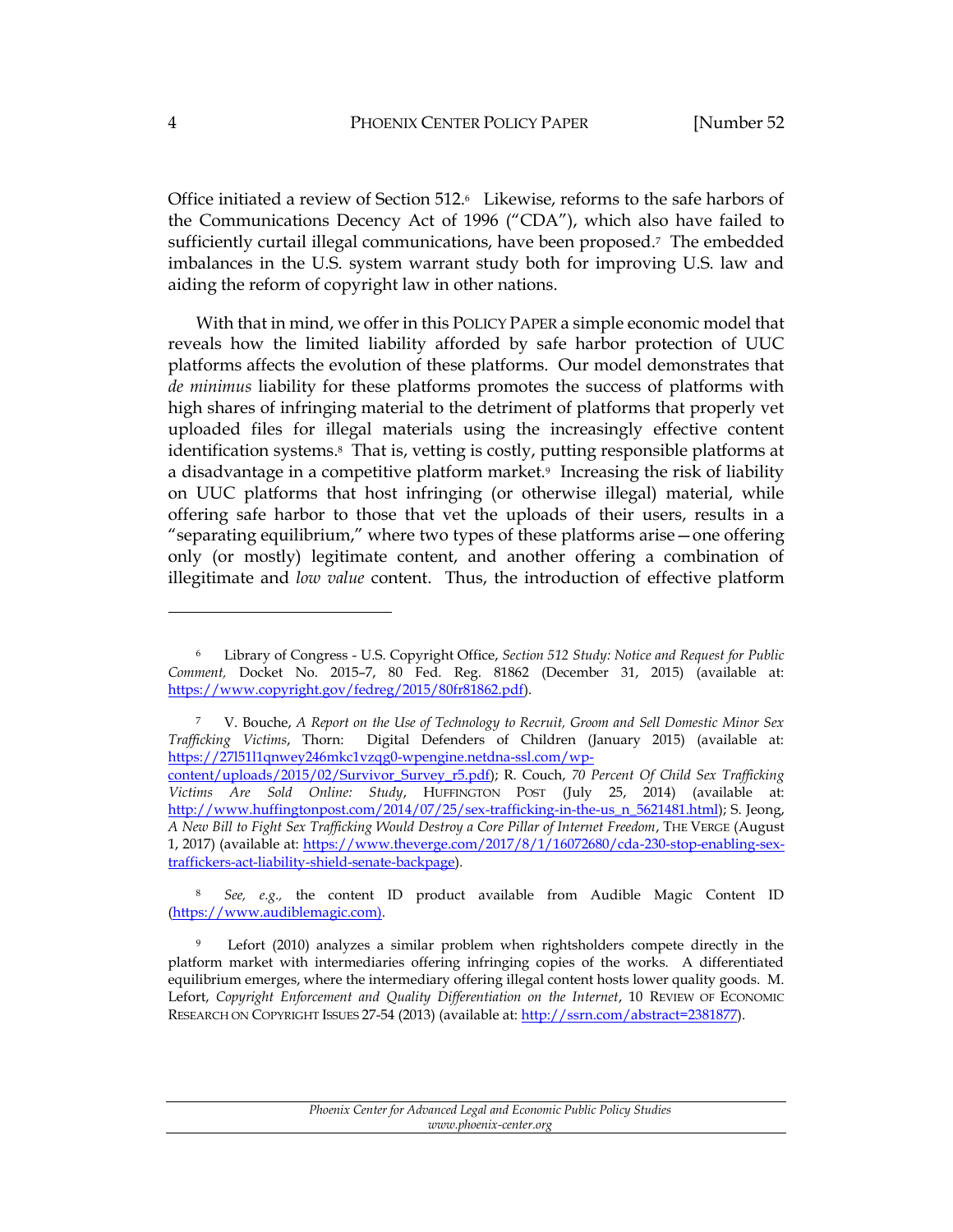Office initiated a review of Section 512.[6] Likewise, reforms to the safe harbors of the Communications Decency Act of 1996 ("CDA"), which also have failed to sufficiently curtail illegal communications, have been proposed.[7] The embedded imbalances in the U.S. system warrant study both for improving U.S. law and aiding the reform of copyright law in other nations.

With that in mind, we offer in this POLICY PAPER a simple economic model that reveals how the limited liability afforded by safe harbor protection of UUC platforms affects the evolution of these platforms. Our model demonstrates that *de minimus* liability for these platforms promotes the success of platforms with high shares of infringing material to the detriment of platforms that properly vet uploaded files for illegal materials using the increasingly effective content identification systems.[8] That is, vetting is costly, putting responsible platforms at a disadvantage in a competitive platform market.[9] Increasing the risk of liability on UUC platforms that host infringing (or otherwise illegal) material, while offering safe harbor to those that vet the uploads of their users, results in a "separating equilibrium," where two types of these platforms arise—one offering only (or mostly) legitimate content, and another offering a combination of illegitimate and *low value* content. Thus, the introduction of effective platform

---

[6] Library of Congress - U.S. Copyright Office, *Section 512 Study: Notice and Request for Public Comment,* Docket No. 2015–7, 80 Fed. Reg. 81862 (December 31, 2015) (available at: https://www.copyright.gov/fedreg/2015/80fr81862.pdf).

[7] V. Bouche, *A Report on the Use of Technology to Recruit, Groom and Sell Domestic Minor Sex Trafficking Victims*, Thorn: Digital Defenders of Children (January 2015) (available at: https://27l51l1qnwey246mkc1vzqg0-wpengine.netdna-ssl.com/wp-content/uploads/2015/02/Survivor_Survey_r5.pdf); R. Couch, *70 Percent Of Child Sex Trafficking Victims Are Sold Online: Study*, HUFFINGTON POST (July 25, 2014) (available at: http://www.huffingtonpost.com/2014/07/25/sex-trafficking-in-the-us_n_5621481.html); S. Jeong, *A New Bill to Fight Sex Trafficking Would Destroy a Core Pillar of Internet Freedom*, THE VERGE (August 1, 2017) (available at: https://www.theverge.com/2017/8/1/16072680/cda-230-stop-enabling-sex-traffickers-act-liability-shield-senate-backpage).

[8] *See, e.g.,* the content ID product available from Audible Magic Content ID (https://www.audiblemagic.com).

[9] Lefort (2010) analyzes a similar problem when rightsholders compete directly in the platform market with intermediaries offering infringing copies of the works. A differentiated equilibrium emerges, where the intermediary offering illegal content hosts lower quality goods. M. Lefort, *Copyright Enforcement and Quality Differentiation on the Internet*, 10 REVIEW OF ECONOMIC RESEARCH ON COPYRIGHT ISSUES 27-54 (2013) (available at: http://ssrn.com/abstract=2381877).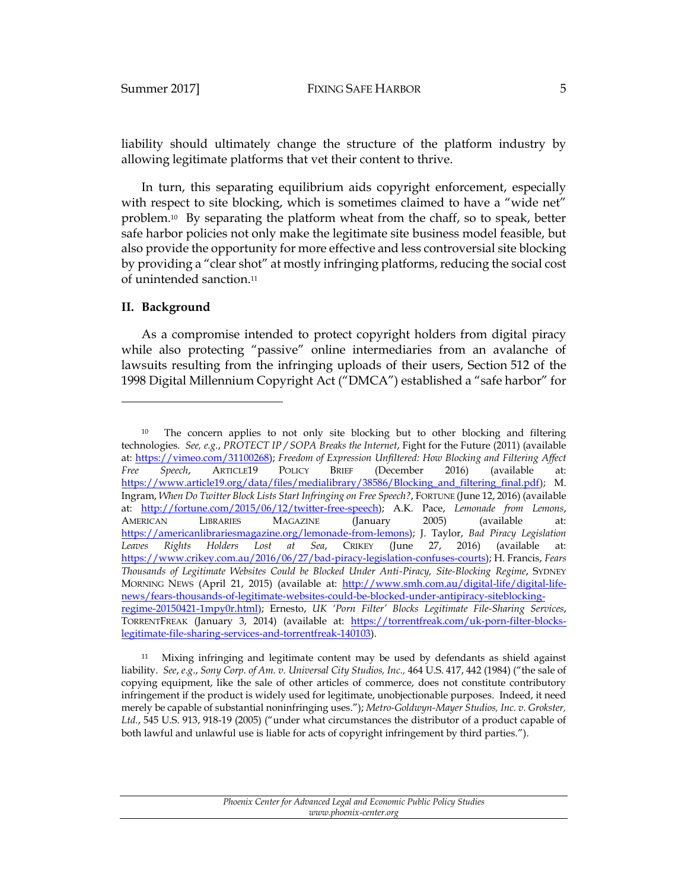liability should ultimately change the structure of the platform industry by allowing legitimate platforms that vet their content to thrive.

In turn, this separating equilibrium aids copyright enforcement, especially with respect to site blocking, which is sometimes claimed to have a "wide net" problem.[10] By separating the platform wheat from the chaff, so to speak, better safe harbor policies not only make the legitimate site business model feasible, but also provide the opportunity for more effective and less controversial site blocking by providing a "clear shot" at mostly infringing platforms, reducing the social cost of unintended sanction.[11]

## II. Background

As a compromise intended to protect copyright holders from digital piracy while also protecting "passive" online intermediaries from an avalanche of lawsuits resulting from the infringing uploads of their users, Section 512 of the 1998 Digital Millennium Copyright Act ("DMCA") established a "safe harbor" for

---

[10] The concern applies to not only site blocking but to other blocking and filtering technologies. *See, e.g.*, *PROTECT IP / SOPA Breaks the Internet*, Fight for the Future (2011) (available at: https://vimeo.com/31100268); *Freedom of Expression Unfiltered: How Blocking and Filtering Affect Free Speech*, ARTICLE19 POLICY BRIEF (December 2016) (available at: https://www.article19.org/data/files/medialibrary/38586/Blocking_and_filtering_final.pdf); M. Ingram, *When Do Twitter Block Lists Start Infringing on Free Speech?*, FORTUNE (June 12, 2016) (available at: http://fortune.com/2015/06/12/twitter-free-speech); A.K. Pace, *Lemonade from Lemons*, AMERICAN LIBRARIES MAGAZINE (January 2005) (available at: https://americanlibrariesmagazine.org/lemonade-from-lemons); J. Taylor, *Bad Piracy Legislation Leaves Rights Holders Lost at Sea*, CRIKEY (June 27, 2016) (available at: https://www.crikey.com.au/2016/06/27/bad-piracy-legislation-confuses-courts); H. Francis, *Fears Thousands of Legitimate Websites Could be Blocked Under Anti-Piracy, Site-Blocking Regime*, SYDNEY MORNING NEWS (April 21, 2015) (available at: http://www.smh.com.au/digital-life/digital-life-news/fears-thousands-of-legitimate-websites-could-be-blocked-under-antipiracy-siteblocking-regime-20150421-1mpy0r.html); Ernesto, *UK 'Porn Filter' Blocks Legitimate File-Sharing Services*, TORRENTFREAK (January 3, 2014) (available at: https://torrentfreak.com/uk-porn-filter-blocks-legitimate-file-sharing-services-and-torrentfreak-140103).

[11] Mixing infringing and legitimate content may be used by defendants as shield against liability. *See*, *e.g*., *Sony Corp. of Am. v. Universal City Studios, Inc.,* 464 U.S. 417, 442 (1984) ("the sale of copying equipment, like the sale of other articles of commerce, does not constitute contributory infringement if the product is widely used for legitimate, unobjectionable purposes. Indeed, it need merely be capable of substantial noninfringing uses."); *Metro-Goldwyn-Mayer Studios, Inc. v. Grokster, Ltd.*, 545 U.S. 913, 918-19 (2005) ("under what circumstances the distributor of a product capable of both lawful and unlawful use is liable for acts of copyright infringement by third parties.").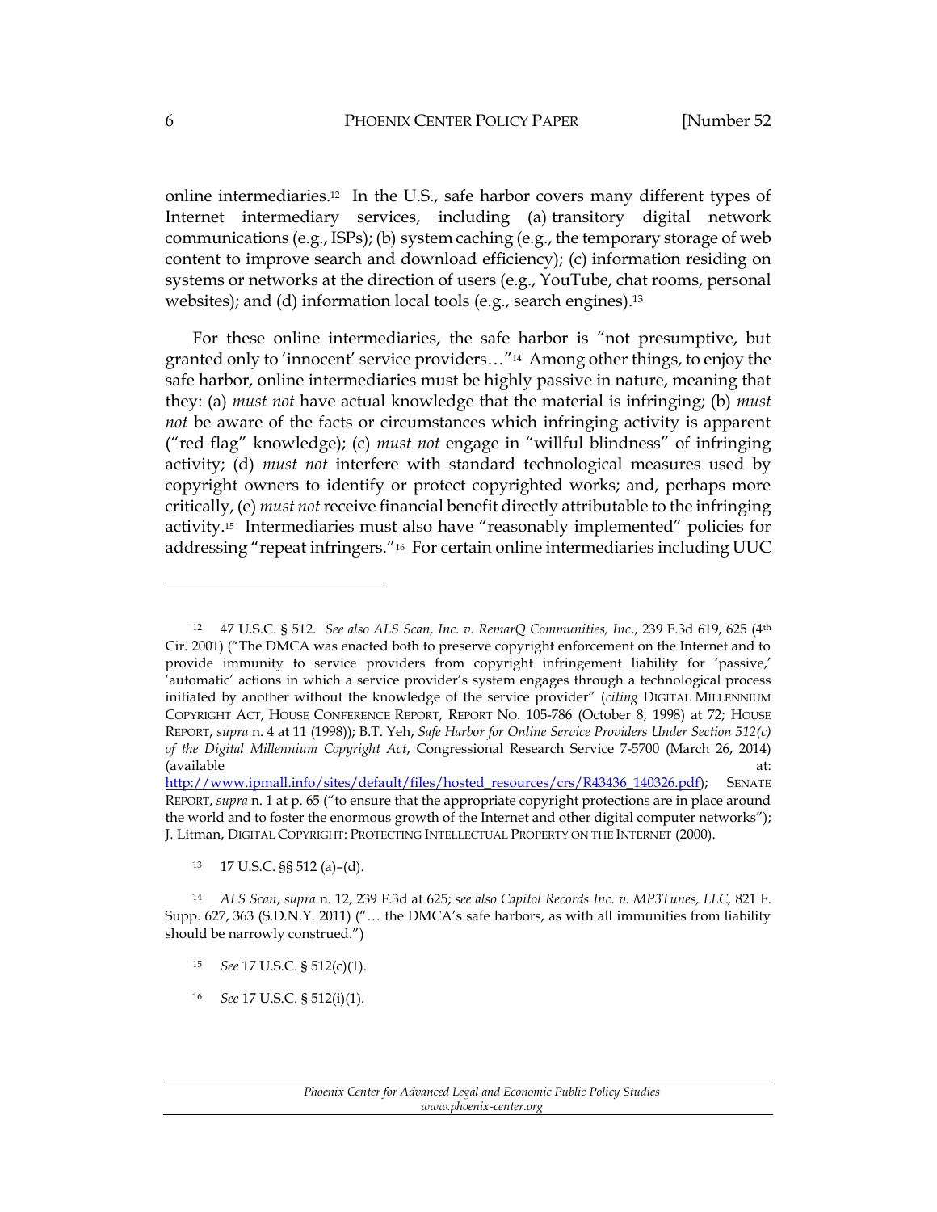online intermediaries.[12] In the U.S., safe harbor covers many different types of Internet intermediary services, including (a) transitory digital network communications (e.g., ISPs); (b) system caching (e.g., the temporary storage of web content to improve search and download efficiency); (c) information residing on systems or networks at the direction of users (e.g., YouTube, chat rooms, personal websites); and (d) information local tools (e.g., search engines).[13]

For these online intermediaries, the safe harbor is "not presumptive, but granted only to 'innocent' service providers…"[14] Among other things, to enjoy the safe harbor, online intermediaries must be highly passive in nature, meaning that they: (a) *must not* have actual knowledge that the material is infringing; (b) *must not* be aware of the facts or circumstances which infringing activity is apparent ("red flag" knowledge); (c) *must not* engage in "willful blindness" of infringing activity; (d) *must not* interfere with standard technological measures used by copyright owners to identify or protect copyrighted works; and, perhaps more critically, (e) *must not* receive financial benefit directly attributable to the infringing activity.[15] Intermediaries must also have "reasonably implemented" policies for addressing "repeat infringers."[16] For certain online intermediaries including UUC

---

[12] 47 U.S.C. § 512. *See also ALS Scan, Inc. v. RemarQ Communities, Inc*., 239 F.3d 619, 625 (4th Cir. 2001) ("The DMCA was enacted both to preserve copyright enforcement on the Internet and to provide immunity to service providers from copyright infringement liability for 'passive,' 'automatic' actions in which a service provider's system engages through a technological process initiated by another without the knowledge of the service provider" (*citing* DIGITAL MILLENNIUM COPYRIGHT ACT, HOUSE CONFERENCE REPORT, REPORT NO. 105-786 (October 8, 1998) at 72; HOUSE REPORT, *supra* n. 4 at 11 (1998)); B.T. Yeh, *Safe Harbor for Online Service Providers Under Section 512(c) of the Digital Millennium Copyright Act*, Congressional Research Service 7-5700 (March 26, 2014) (available at: http://www.ipmall.info/sites/default/files/hosted_resources/crs/R43436_140326.pdf); SENATE REPORT, *supra* n. 1 at p. 65 ("to ensure that the appropriate copyright protections are in place around the world and to foster the enormous growth of the Internet and other digital computer networks"); J. Litman, DIGITAL COPYRIGHT: PROTECTING INTELLECTUAL PROPERTY ON THE INTERNET (2000).

[13] 17 U.S.C. §§ 512 (a)–(d).

[14] *ALS Scan*, *supra* n. 12, 239 F.3d at 625; *see also Capitol Records Inc. v. MP3Tunes, LLC,* 821 F. Supp. 627, 363 (S.D.N.Y. 2011) ("… the DMCA's safe harbors, as with all immunities from liability should be narrowly construed.")

[15] *See* 17 U.S.C. § 512(c)(1).

[16] *See* 17 U.S.C. § 512(i)(1).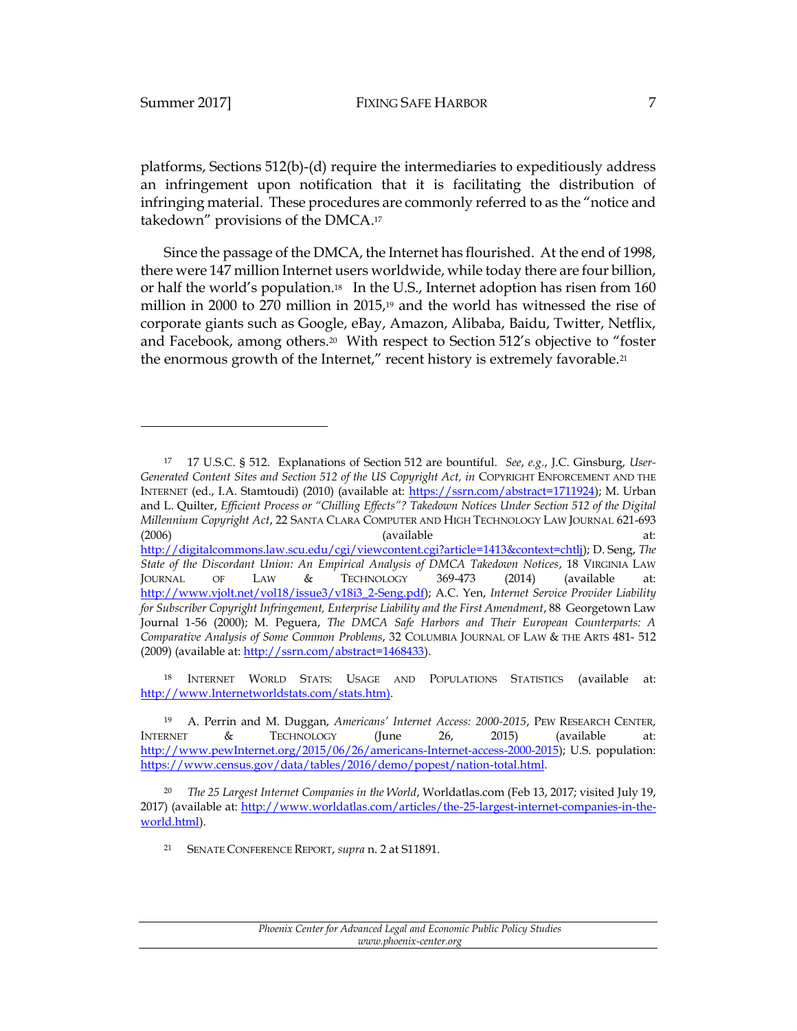platforms, Sections 512(b)-(d) require the intermediaries to expeditiously address an infringement upon notification that it is facilitating the distribution of infringing material. These procedures are commonly referred to as the "notice and takedown" provisions of the DMCA.[17]

Since the passage of the DMCA, the Internet has flourished. At the end of 1998, there were 147 million Internet users worldwide, while today there are four billion, or half the world's population.[18] In the U.S., Internet adoption has risen from 160 million in 2000 to 270 million in 2015,[19] and the world has witnessed the rise of corporate giants such as Google, eBay, Amazon, Alibaba, Baidu, Twitter, Netflix, and Facebook, among others.[20] With respect to Section 512's objective to "foster the enormous growth of the Internet," recent history is extremely favorable.[21]

---

[17] 17 U.S.C. § 512. Explanations of Section 512 are bountiful. *See*, *e.g.*, J.C. Ginsburg, *User-Generated Content Sites and Section 512 of the US Copyright Act, in* COPYRIGHT ENFORCEMENT AND THE INTERNET (ed., I.A. Stamtoudi) (2010) (available at: https://ssrn.com/abstract=1711924); M. Urban and L. Quilter, *Efficient Process or "Chilling Effects"? Takedown Notices Under Section 512 of the Digital Millennium Copyright Act*, 22 SANTA CLARA COMPUTER AND HIGH TECHNOLOGY LAW JOURNAL 621-693 (2006) (available at: http://digitalcommons.law.scu.edu/cgi/viewcontent.cgi?article=1413&context=chtlj); D. Seng, *The State of the Discordant Union: An Empirical Analysis of DMCA Takedown Notices*, 18 VIRGINIA LAW JOURNAL OF LAW & TECHNOLOGY 369-473 (2014) (available at: http://www.vjolt.net/vol18/issue3/v18i3_2-Seng.pdf); A.C. Yen, *Internet Service Provider Liability for Subscriber Copyright Infringement, Enterprise Liability and the First Amendment*, 88 Georgetown Law Journal 1-56 (2000); M. Peguera, *The DMCA Safe Harbors and Their European Counterparts: A Comparative Analysis of Some Common Problems*, 32 COLUMBIA JOURNAL OF LAW & THE ARTS 481- 512 (2009) (available at: http://ssrn.com/abstract=1468433).

[18] INTERNET WORLD STATS: USAGE AND POPULATIONS STATISTICS (available at: http://www.Internetworldstats.com/stats.htm).

[19] A. Perrin and M. Duggan, *Americans' Internet Access: 2000-2015*, PEW RESEARCH CENTER, INTERNET & TECHNOLOGY (June 26, 2015) (available at: http://www.pewInternet.org/2015/06/26/americans-Internet-access-2000-2015); U.S. population: https://www.census.gov/data/tables/2016/demo/popest/nation-total.html.

[20] *The 25 Largest Internet Companies in the World*, Worldatlas.com (Feb 13, 2017; visited July 19, 2017) (available at: http://www.worldatlas.com/articles/the-25-largest-internet-companies-in-the-world.html).

[21] SENATE CONFERENCE REPORT, *supra* n. 2 at S11891.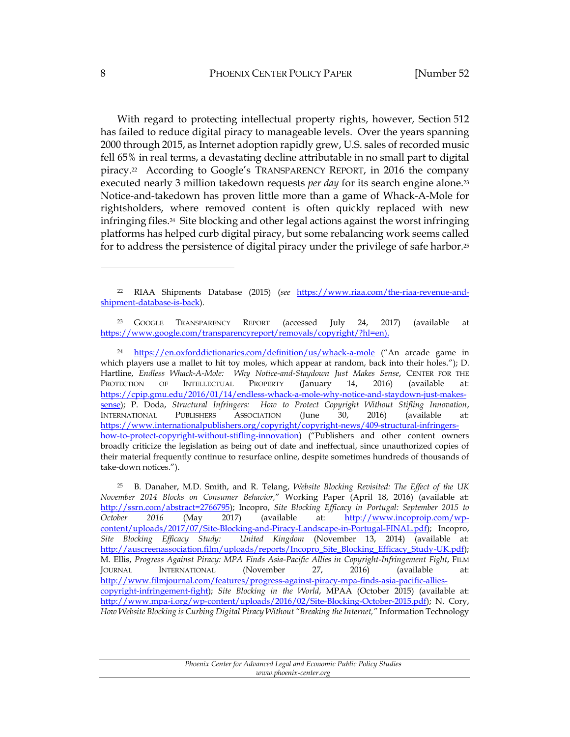With regard to protecting intellectual property rights, however, Section 512 has failed to reduce digital piracy to manageable levels. Over the years spanning 2000 through 2015, as Internet adoption rapidly grew, U.S. sales of recorded music fell 65% in real terms, a devastating decline attributable in no small part to digital piracy.[22] According to Google's TRANSPARENCY REPORT, in 2016 the company executed nearly 3 million takedown requests *per day* for its search engine alone.[23] Notice-and-takedown has proven little more than a game of Whack-A-Mole for rightsholders, where removed content is often quickly replaced with new infringing files.[24] Site blocking and other legal actions against the worst infringing platforms has helped curb digital piracy, but some rebalancing work seems called for to address the persistence of digital piracy under the privilege of safe harbor.[25]

---

[22] RIAA Shipments Database (2015) (*see* https://www.riaa.com/the-riaa-revenue-and-shipment-database-is-back).

[23] GOOGLE TRANSPARENCY REPORT (accessed July 24, 2017) (available at https://www.google.com/transparencyreport/removals/copyright/?hl=en).

[24] https://en.oxforddictionaries.com/definition/us/whack-a-mole ("An arcade game in which players use a mallet to hit toy moles, which appear at random, back into their holes."); D. Hartline, *Endless Whack-A-Mole: Why Notice-and-Staydown Just Makes Sense*, CENTER FOR THE PROTECTION OF INTELLECTUAL PROPERTY (January 14, 2016) (available at: https://cpip.gmu.edu/2016/01/14/endless-whack-a-mole-why-notice-and-staydown-just-makes-sense); P. Doda, *Structural Infringers: How to Protect Copyright Without Stifling Innovation*, INTERNATIONAL PUBLISHERS ASSOCIATION (June 30, 2016) (available at: https://www.internationalpublishers.org/copyright/copyright-news/409-structural-infringers-how-to-protect-copyright-without-stifling-innovation) ("Publishers and other content owners broadly criticize the legislation as being out of date and ineffectual, since unauthorized copies of their material frequently continue to resurface online, despite sometimes hundreds of thousands of take-down notices.").

[25] B. Danaher, M.D. Smith, and R. Telang, *Website Blocking Revisited: The Effect of the UK November 2014 Blocks on Consumer Behavior,*" Working Paper (April 18, 2016) (available at: http://ssrn.com/abstract=2766795); Incopro, *Site Blocking Efficacy in Portugal: September 2015 to October 2016* (May 2017) (available at: http://www.incoproip.com/wp-content/uploads/2017/07/Site-Blocking-and-Piracy-Landscape-in-Portugal-FINAL.pdf); Incopro, *Site Blocking Efficacy Study: United Kingdom* (November 13, 2014) (available at: http://auscreenassociation.film/uploads/reports/Incopro_Site_Blocking_Efficacy_Study-UK.pdf); M. Ellis, *Progress Against Piracy: MPA Finds Asia-Pacific Allies in Copyright-Infringement Fight*, FILM JOURNAL INTERNATIONAL (November 27, 2016) (available at: http://www.filmjournal.com/features/progress-against-piracy-mpa-finds-asia-pacific-allies-copyright-infringement-fight); *Site Blocking in the World*, MPAA (October 2015) (available at: http://www.mpa-i.org/wp-content/uploads/2016/02/Site-Blocking-October-2015.pdf); N. Cory, *How Website Blocking is Curbing Digital Piracy Without "Breaking the Internet,"* Information Technology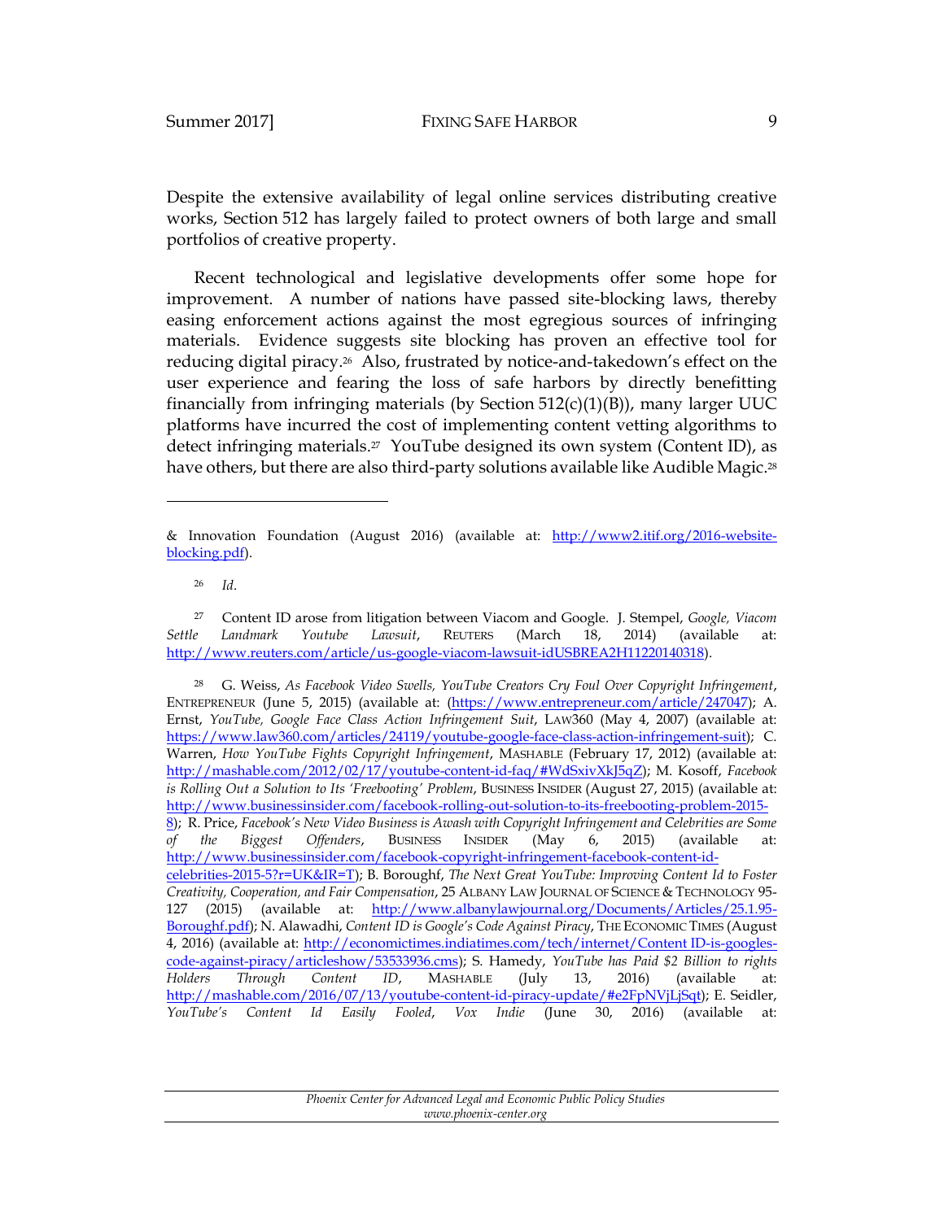Despite the extensive availability of legal online services distributing creative works, Section 512 has largely failed to protect owners of both large and small portfolios of creative property.

Recent technological and legislative developments offer some hope for improvement. A number of nations have passed site-blocking laws, thereby easing enforcement actions against the most egregious sources of infringing materials. Evidence suggests site blocking has proven an effective tool for reducing digital piracy.[26] Also, frustrated by notice-and-takedown's effect on the user experience and fearing the loss of safe harbors by directly benefitting financially from infringing materials (by Section 512(c)(1)(B)), many larger UUC platforms have incurred the cost of implementing content vetting algorithms to detect infringing materials.[27] YouTube designed its own system (Content ID), as have others, but there are also third-party solutions available like Audible Magic.[28]

---

& Innovation Foundation (August 2016) (available at: http://www2.itif.org/2016-website-blocking.pdf).

[26] *Id*.

[27] Content ID arose from litigation between Viacom and Google. J. Stempel, *Google, Viacom Settle Landmark Youtube Lawsuit*, REUTERS (March 18, 2014) (available at: http://www.reuters.com/article/us-google-viacom-lawsuit-idUSBREA2H11220140318).

[28] G. Weiss, *As Facebook Video Swells, YouTube Creators Cry Foul Over Copyright Infringement*, ENTREPRENEUR (June 5, 2015) (available at: (https://www.entrepreneur.com/article/247047); A. Ernst, *YouTube, Google Face Class Action Infringement Suit*, LAW360 (May 4, 2007) (available at: https://www.law360.com/articles/24119/youtube-google-face-class-action-infringement-suit); C. Warren, *How YouTube Fights Copyright Infringement*, MASHABLE (February 17, 2012) (available at: http://mashable.com/2012/02/17/youtube-content-id-faq/#WdSxivXkJ5qZ); M. Kosoff, *Facebook is Rolling Out a Solution to Its 'Freebooting' Problem*, BUSINESS INSIDER (August 27, 2015) (available at: http://www.businessinsider.com/facebook-rolling-out-solution-to-its-freebooting-problem-2015-8); R. Price, *Facebook's New Video Business is Awash with Copyright Infringement and Celebrities are Some of the Biggest Offenders*, BUSINESS INSIDER (May 6, 2015) (available at: http://www.businessinsider.com/facebook-copyright-infringement-facebook-content-id-celebrities-2015-5?r=UK&IR=T); B. Boroughf, *The Next Great YouTube: Improving Content Id to Foster Creativity, Cooperation, and Fair Compensation*, 25 ALBANY LAW JOURNAL OF SCIENCE & TECHNOLOGY 95-127 (2015) (available at: http://www.albanylawjournal.org/Documents/Articles/25.1.95-Boroughf.pdf); N. Alawadhi, *Content ID is Google's Code Against Piracy*, THE ECONOMIC TIMES (August 4, 2016) (available at: http://economictimes.indiatimes.com/tech/internet/Content ID-is-googles-code-against-piracy/articleshow/53533936.cms); S. Hamedy, *YouTube has Paid $2 Billion to rights Holders Through Content ID*, MASHABLE (July 13, 2016) (available at: http://mashable.com/2016/07/13/youtube-content-id-piracy-update/#e2FpNVjLjSqt); E. Seidler, *YouTube's Content Id Easily Fooled*, *Vox Indie* (June 30, 2016) (available at: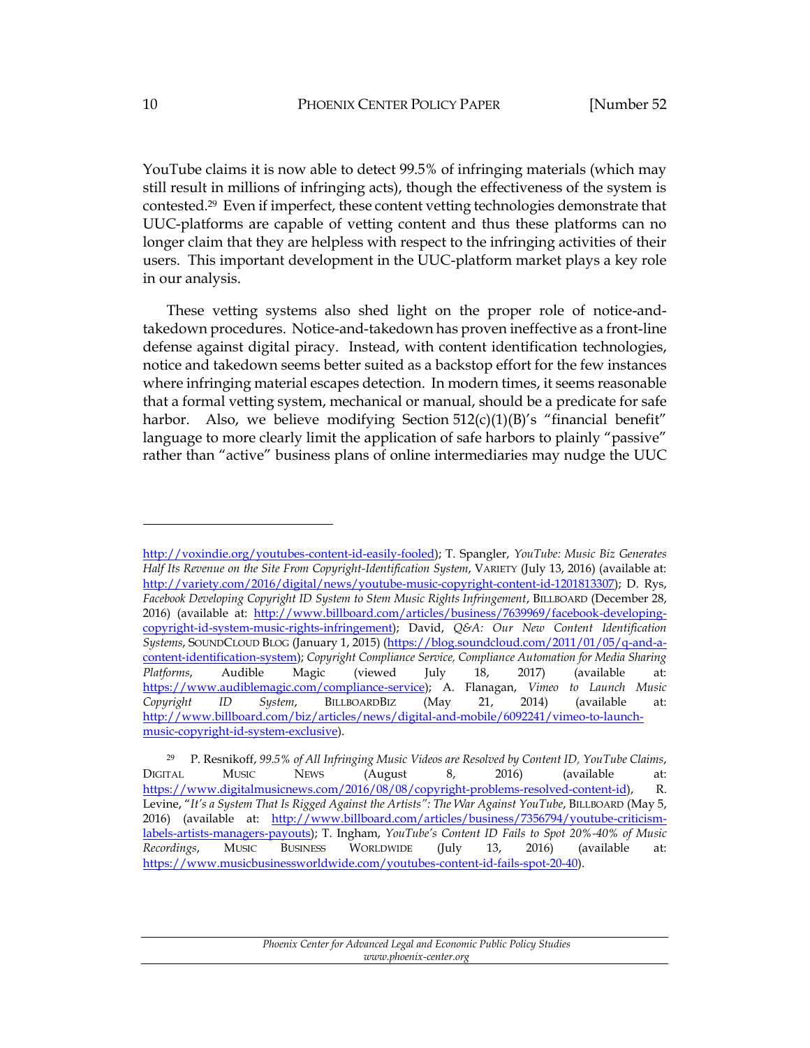YouTube claims it is now able to detect 99.5% of infringing materials (which may still result in millions of infringing acts), though the effectiveness of the system is contested.[29] Even if imperfect, these content vetting technologies demonstrate that UUC-platforms are capable of vetting content and thus these platforms can no longer claim that they are helpless with respect to the infringing activities of their users. This important development in the UUC-platform market plays a key role in our analysis.

These vetting systems also shed light on the proper role of notice-and-takedown procedures. Notice-and-takedown has proven ineffective as a front-line defense against digital piracy. Instead, with content identification technologies, notice and takedown seems better suited as a backstop effort for the few instances where infringing material escapes detection. In modern times, it seems reasonable that a formal vetting system, mechanical or manual, should be a predicate for safe harbor. Also, we believe modifying Section 512(c)(1)(B)'s "financial benefit" language to more clearly limit the application of safe harbors to plainly "passive" rather than "active" business plans of online intermediaries may nudge the UUC

---

http://voxindie.org/youtubes-content-id-easily-fooled); T. Spangler, *YouTube: Music Biz Generates Half Its Revenue on the Site From Copyright-Identification System*, VARIETY (July 13, 2016) (available at: http://variety.com/2016/digital/news/youtube-music-copyright-content-id-1201813307); D. Rys, *Facebook Developing Copyright ID System to Stem Music Rights Infringement*, BILLBOARD (December 28, 2016) (available at: http://www.billboard.com/articles/business/7639969/facebook-developing-copyright-id-system-music-rights-infringement); David, *Q&A: Our New Content Identification Systems*, SOUNDCLOUD BLOG (January 1, 2015) (https://blog.soundcloud.com/2011/01/05/q-and-a-content-identification-system); *Copyright Compliance Service, Compliance Automation for Media Sharing Platforms*, Audible Magic (viewed July 18, 2017) (available at: https://www.audiblemagic.com/compliance-service); A. Flanagan, *Vimeo to Launch Music Copyright ID System*, BILLBOARDBIZ (May 21, 2014) (available at: http://www.billboard.com/biz/articles/news/digital-and-mobile/6092241/vimeo-to-launch-music-copyright-id-system-exclusive).

[29] P. Resnikoff, *99.5% of All Infringing Music Videos are Resolved by Content ID, YouTube Claims*, DIGITAL MUSIC NEWS (August 8, 2016) (available at: https://www.digitalmusicnews.com/2016/08/08/copyright-problems-resolved-content-id), R. Levine, "*It's a System That Is Rigged Against the Artists": The War Against YouTube*, BILLBOARD (May 5, 2016) (available at: http://www.billboard.com/articles/business/7356794/youtube-criticism-labels-artists-managers-payouts); T. Ingham, *YouTube's Content ID Fails to Spot 20%-40% of Music Recordings*, MUSIC BUSINESS WORLDWIDE (July 13, 2016) (available at: https://www.musicbusinessworldwide.com/youtubes-content-id-fails-spot-20-40).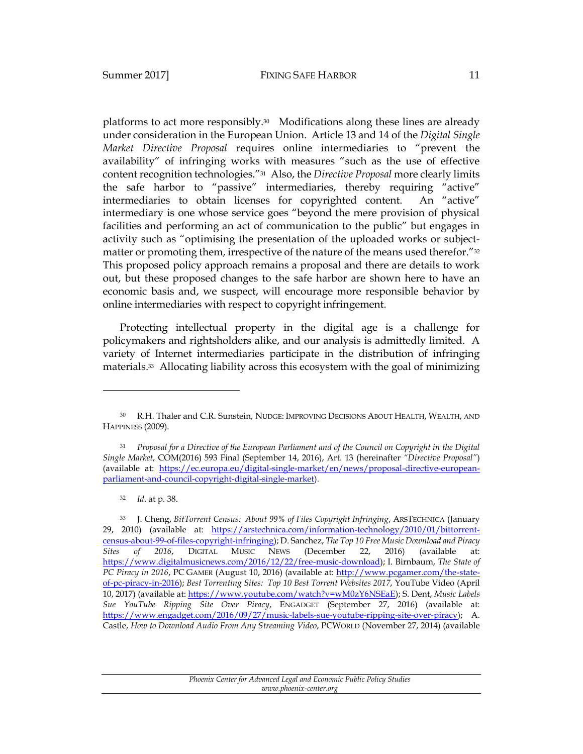platforms to act more responsibly.[30] Modifications along these lines are already under consideration in the European Union. Article 13 and 14 of the *Digital Single Market Directive Proposal* requires online intermediaries to "prevent the availability" of infringing works with measures "such as the use of effective content recognition technologies."[31] Also, the *Directive Proposal* more clearly limits the safe harbor to "passive" intermediaries, thereby requiring "active" intermediaries to obtain licenses for copyrighted content. An "active" intermediary is one whose service goes "beyond the mere provision of physical facilities and performing an act of communication to the public" but engages in activity such as "optimising the presentation of the uploaded works or subject-matter or promoting them, irrespective of the nature of the means used therefor."[32] This proposed policy approach remains a proposal and there are details to work out, but these proposed changes to the safe harbor are shown here to have an economic basis and, we suspect, will encourage more responsible behavior by online intermediaries with respect to copyright infringement.

Protecting intellectual property in the digital age is a challenge for policymakers and rightsholders alike, and our analysis is admittedly limited. A variety of Internet intermediaries participate in the distribution of infringing materials.[33] Allocating liability across this ecosystem with the goal of minimizing

---

[30] R.H. Thaler and C.R. Sunstein, NUDGE: IMPROVING DECISIONS ABOUT HEALTH, WEALTH, AND HAPPINESS (2009).

[31] *Proposal for a Directive of the European Parliament and of the Council on Copyright in the Digital Single Market*, COM(2016) 593 Final (September 14, 2016), Art. 13 (hereinafter *"Directive Proposal"*) (available at: https://ec.europa.eu/digital-single-market/en/news/proposal-directive-european-parliament-and-council-copyright-digital-single-market).

[32] *Id*. at p. 38.

[33] J. Cheng, *BitTorrent Census: About 99% of Files Copyright Infringing*, ARSTECHNICA (January 29, 2010) (available at: https://arstechnica.com/information-technology/2010/01/bittorrent-census-about-99-of-files-copyright-infringing); D. Sanchez, *The Top 10 Free Music Download and Piracy Sites of 2016*, DIGITAL MUSIC NEWS (December 22, 2016) (available at: https://www.digitalmusicnews.com/2016/12/22/free-music-download); I. Birnbaum, *The State of PC Piracy in 2016*, PC GAMER (August 10, 2016) (available at: http://www.pcgamer.com/the-state-of-pc-piracy-in-2016); *Best Torrenting Sites: Top 10 Best Torrent Websites 2017*, YouTube Video (April 10, 2017) (available at: https://www.youtube.com/watch?v=wM0zY6NSEaE); S. Dent, *Music Labels Sue YouTube Ripping Site Over Piracy*, ENGADGET (September 27, 2016) (available at: https://www.engadget.com/2016/09/27/music-labels-sue-youtube-ripping-site-over-piracy); A. Castle, *How to Download Audio From Any Streaming Video*, PCWORLD (November 27, 2014) (available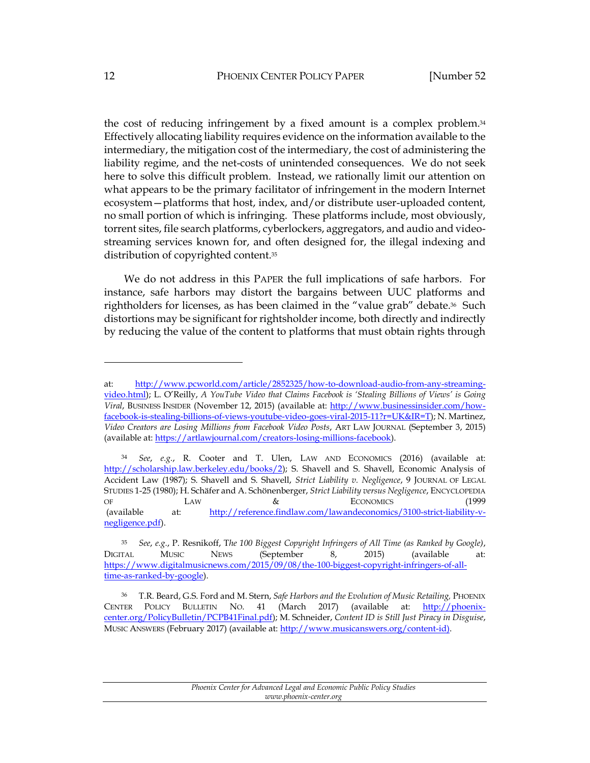the cost of reducing infringement by a fixed amount is a complex problem.[34] Effectively allocating liability requires evidence on the information available to the intermediary, the mitigation cost of the intermediary, the cost of administering the liability regime, and the net-costs of unintended consequences. We do not seek here to solve this difficult problem. Instead, we rationally limit our attention on what appears to be the primary facilitator of infringement in the modern Internet ecosystem—platforms that host, index, and/or distribute user-uploaded content, no small portion of which is infringing. These platforms include, most obviously, torrent sites, file search platforms, cyberlockers, aggregators, and audio and video-streaming services known for, and often designed for, the illegal indexing and distribution of copyrighted content.[35]

We do not address in this PAPER the full implications of safe harbors. For instance, safe harbors may distort the bargains between UUC platforms and rightholders for licenses, as has been claimed in the "value grab" debate.[36] Such distortions may be significant for rightsholder income, both directly and indirectly by reducing the value of the content to platforms that must obtain rights through

---

at: http://www.pcworld.com/article/2852325/how-to-download-audio-from-any-streaming-video.html); L. O'Reilly, *A YouTube Video that Claims Facebook is 'Stealing Billions of Views' is Going Viral*, BUSINESS INSIDER (November 12, 2015) (available at: http://www.businessinsider.com/how-facebook-is-stealing-billions-of-views-youtube-video-goes-viral-2015-11?r=UK&IR=T); N. Martinez, *Video Creators are Losing Millions from Facebook Video Posts*, ART LAW JOURNAL (September 3, 2015) (available at: https://artlawjournal.com/creators-losing-millions-facebook).

[34] *See*, *e.g.*, R. Cooter and T. Ulen, LAW AND ECONOMICS (2016) (available at: http://scholarship.law.berkeley.edu/books/2); S. Shavell and S. Shavell, Economic Analysis of Accident Law (1987); S. Shavell and S. Shavell, *Strict Liability v. Negligence*, 9 JOURNAL OF LEGAL STUDIES 1-25 (1980); H. Schäfer and A. Schönenberger, *Strict Liability versus Negligence*, ENCYCLOPEDIA OF LAW & ECONOMICS (1999 (available at: http://reference.findlaw.com/lawandeconomics/3100-strict-liability-v-negligence.pdf).

[35] *See*, *e.g.*, P. Resnikoff, *The 100 Biggest Copyright Infringers of All Time (as Ranked by Google)*, DIGITAL MUSIC NEWS (September 8, 2015) (available at: https://www.digitalmusicnews.com/2015/09/08/the-100-biggest-copyright-infringers-of-all-time-as-ranked-by-google).

[36] T.R. Beard, G.S. Ford and M. Stern, *Safe Harbors and the Evolution of Music Retailing,* PHOENIX CENTER POLICY BULLETIN NO. 41 (March 2017) (available at: http://phoenix-center.org/PolicyBulletin/PCPB41Final.pdf); M. Schneider, *Content ID is Still Just Piracy in Disguise*, MUSIC ANSWERS (February 2017) (available at: http://www.musicanswers.org/content-id).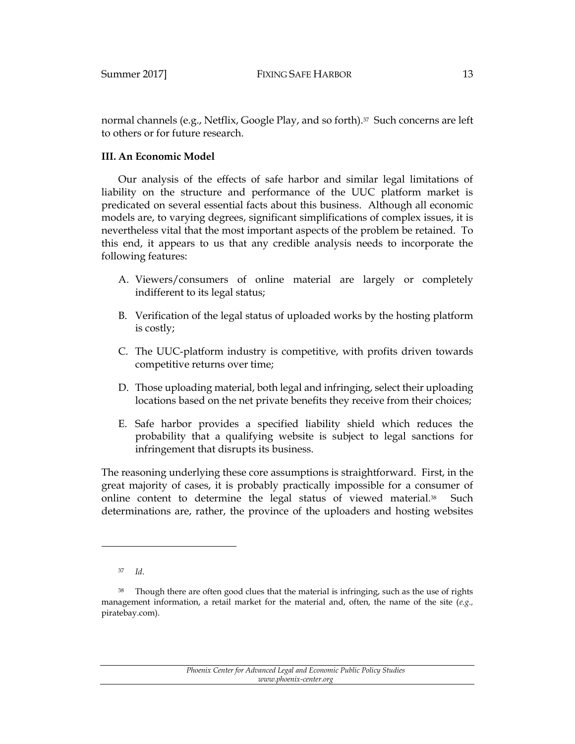normal channels (e.g., Netflix, Google Play, and so forth).[37] Such concerns are left to others or for future research.

### III. An Economic Model

Our analysis of the effects of safe harbor and similar legal limitations of liability on the structure and performance of the UUC platform market is predicated on several essential facts about this business. Although all economic models are, to varying degrees, significant simplifications of complex issues, it is nevertheless vital that the most important aspects of the problem be retained. To this end, it appears to us that any credible analysis needs to incorporate the following features:

A. Viewers/consumers of online material are largely or completely indifferent to its legal status;

B. Verification of the legal status of uploaded works by the hosting platform is costly;

C. The UUC-platform industry is competitive, with profits driven towards competitive returns over time;

D. Those uploading material, both legal and infringing, select their uploading locations based on the net private benefits they receive from their choices;

E. Safe harbor provides a specified liability shield which reduces the probability that a qualifying website is subject to legal sanctions for infringement that disrupts its business.

The reasoning underlying these core assumptions is straightforward. First, in the great majority of cases, it is probably practically impossible for a consumer of online content to determine the legal status of viewed material.[38] Such determinations are, rather, the province of the uploaders and hosting websites

---

[37] *Id*.

[38] Though there are often good clues that the material is infringing, such as the use of rights management information, a retail market for the material and, often, the name of the site (*e.g.*, piratebay.com).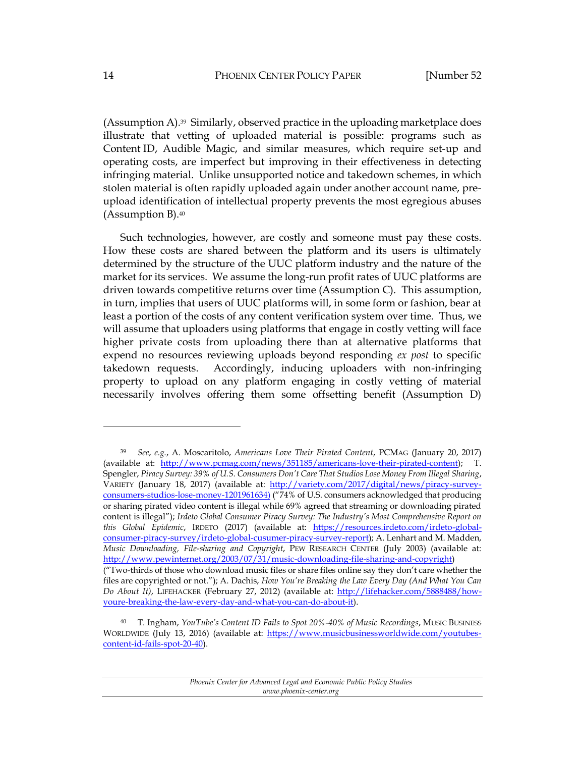(Assumption A).[39] Similarly, observed practice in the uploading marketplace does illustrate that vetting of uploaded material is possible: programs such as Content ID, Audible Magic, and similar measures, which require set-up and operating costs, are imperfect but improving in their effectiveness in detecting infringing material. Unlike unsupported notice and takedown schemes, in which stolen material is often rapidly uploaded again under another account name, pre-upload identification of intellectual property prevents the most egregious abuses (Assumption B).[40]

Such technologies, however, are costly and someone must pay these costs. How these costs are shared between the platform and its users is ultimately determined by the structure of the UUC platform industry and the nature of the market for its services. We assume the long-run profit rates of UUC platforms are driven towards competitive returns over time (Assumption C). This assumption, in turn, implies that users of UUC platforms will, in some form or fashion, bear at least a portion of the costs of any content verification system over time. Thus, we will assume that uploaders using platforms that engage in costly vetting will face higher private costs from uploading there than at alternative platforms that expend no resources reviewing uploads beyond responding *ex post* to specific takedown requests. Accordingly, inducing uploaders with non-infringing property to upload on any platform engaging in costly vetting of material necessarily involves offering them some offsetting benefit (Assumption D)

---

[39] *See*, *e.g.*, A. Moscaritolo, *Americans Love Their Pirated Content*, PCMAG (January 20, 2017) (available at: http://www.pcmag.com/news/351185/americans-love-their-pirated-content); T. Spengler, *Piracy Survey: 39% of U.S. Consumers Don't Care That Studios Lose Money From Illegal Sharing*, VARIETY (January 18, 2017) (available at: http://variety.com/2017/digital/news/piracy-survey-consumers-studios-lose-money-1201961634) ("74% of U.S. consumers acknowledged that producing or sharing pirated video content is illegal while 69% agreed that streaming or downloading pirated content is illegal"); *Irdeto Global Consumer Piracy Survey: The Industry's Most Comprehensive Report on this Global Epidemic*, IRDETO (2017) (available at: https://resources.irdeto.com/irdeto-global-consumer-piracy-survey/irdeto-global-cusumer-piracy-survey-report); A. Lenhart and M. Madden, *Music Downloading, File-sharing and Copyright*, PEW RESEARCH CENTER (July 2003) (available at: http://www.pewinternet.org/2003/07/31/music-downloading-file-sharing-and-copyright) ("Two-thirds of those who download music files or share files online say they don't care whether the files are copyrighted or not."); A. Dachis, *How You're Breaking the Law Every Day (And What You Can Do About It)*, LIFEHACKER (February 27, 2012) (available at: http://lifehacker.com/5888488/how-youre-breaking-the-law-every-day-and-what-you-can-do-about-it).

[40] T. Ingham, *YouTube's Content ID Fails to Spot 20%-40% of Music Recordings*, MUSIC BUSINESS WORLDWIDE (July 13, 2016) (available at: https://www.musicbusinessworldwide.com/youtubes-content-id-fails-spot-20-40).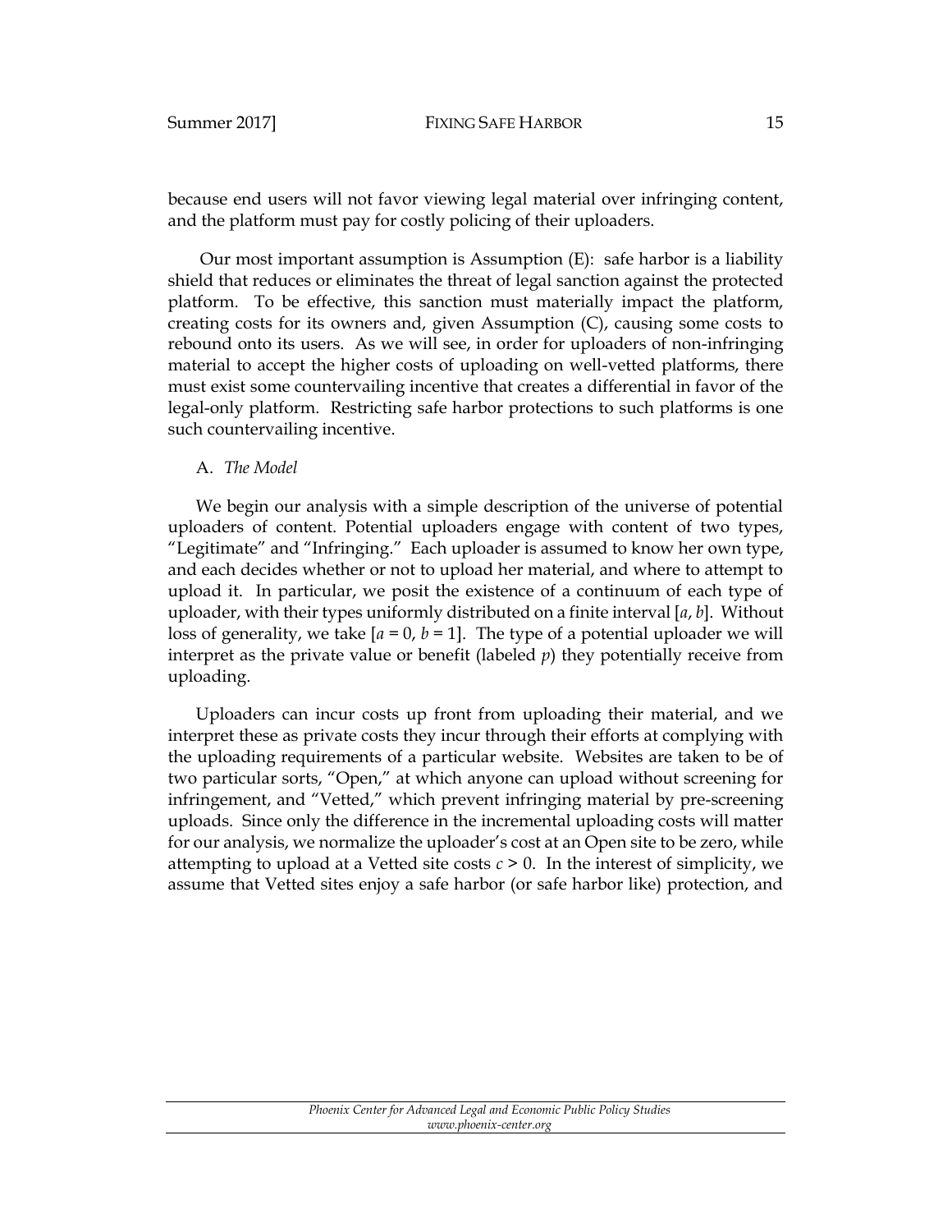because end users will not favor viewing legal material over infringing content, and the platform must pay for costly policing of their uploaders.

Our most important assumption is Assumption (E): safe harbor is a liability shield that reduces or eliminates the threat of legal sanction against the protected platform. To be effective, this sanction must materially impact the platform, creating costs for its owners and, given Assumption (C), causing some costs to rebound onto its users. As we will see, in order for uploaders of non-infringing material to accept the higher costs of uploading on well-vetted platforms, there must exist some countervailing incentive that creates a differential in favor of the legal-only platform. Restricting safe harbor protections to such platforms is one such countervailing incentive.

### A. *The Model*

We begin our analysis with a simple description of the universe of potential uploaders of content. Potential uploaders engage with content of two types, "Legitimate" and "Infringing." Each uploader is assumed to know her own type, and each decides whether or not to upload her material, and where to attempt to upload it. In particular, we posit the existence of a continuum of each type of uploader, with their types uniformly distributed on a finite interval $[a, b]$. Without loss of generality, we take $[a = 0, b = 1]$. The type of a potential uploader we will interpret as the private value or benefit (labeled $p$) they potentially receive from uploading.

Uploaders can incur costs up front from uploading their material, and we interpret these as private costs they incur through their efforts at complying with the uploading requirements of a particular website. Websites are taken to be of two particular sorts, "Open," at which anyone can upload without screening for infringement, and "Vetted," which prevent infringing material by pre-screening uploads. Since only the difference in the incremental uploading costs will matter for our analysis, we normalize the uploader's cost at an Open site to be zero, while attempting to upload at a Vetted site costs $c > 0$. In the interest of simplicity, we assume that Vetted sites enjoy a safe harbor (or safe harbor like) protection, and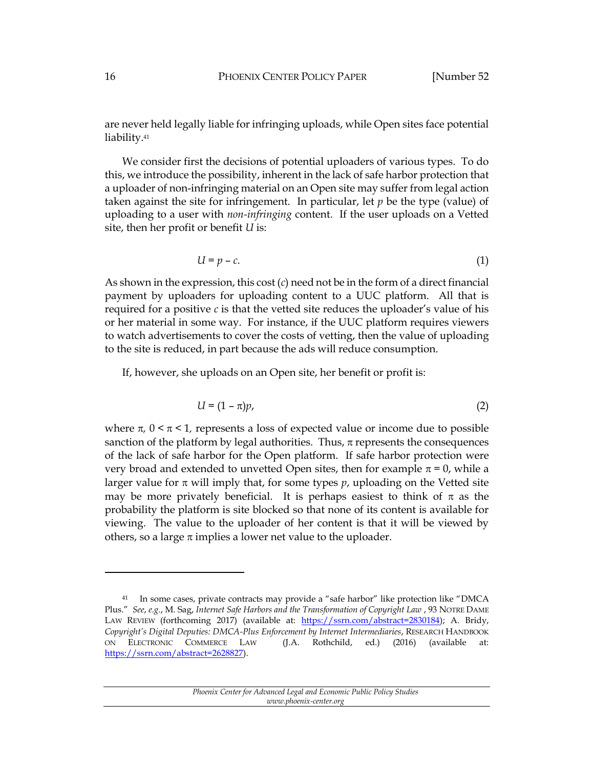are never held legally liable for infringing uploads, while Open sites face potential liability.[41]

We consider first the decisions of potential uploaders of various types. To do this, we introduce the possibility, inherent in the lack of safe harbor protection that a uploader of non-infringing material on an Open site may suffer from legal action taken against the site for infringement. In particular, let $p$ be the type (value) of uploading to a user with *non-infringing* content. If the user uploads on a Vetted site, then her profit or benefit $U$ is:

$$U = p - c. \tag{1}$$

As shown in the expression, this cost ($c$) need not be in the form of a direct financial payment by uploaders for uploading content to a UUC platform. All that is required for a positive $c$ is that the vetted site reduces the uploader's value of his or her material in some way. For instance, if the UUC platform requires viewers to watch advertisements to cover the costs of vetting, then the value of uploading to the site is reduced, in part because the ads will reduce consumption.

If, however, she uploads on an Open site, her benefit or profit is:

$$U = (1 - \pi)p, \tag{2}$$

where $\pi$, $0 < \pi < 1$, represents a loss of expected value or income due to possible sanction of the platform by legal authorities. Thus, $\pi$ represents the consequences of the lack of safe harbor for the Open platform. If safe harbor protection were very broad and extended to unvetted Open sites, then for example $\pi = 0$, while a larger value for $\pi$ will imply that, for some types $p$, uploading on the Vetted site may be more privately beneficial. It is perhaps easiest to think of $\pi$ as the probability the platform is site blocked so that none of its content is available for viewing. The value to the uploader of her content is that it will be viewed by others, so a large $\pi$ implies a lower net value to the uploader.

---

[41] In some cases, private contracts may provide a "safe harbor" like protection like "DMCA Plus." *See*, *e.g.*, M. Sag, *Internet Safe Harbors and the Transformation of Copyright Law* , 93 NOTRE DAME LAW REVIEW (forthcoming 2017) (available at: https://ssrn.com/abstract=2830184); A. Bridy, *Copyright's Digital Deputies: DMCA-Plus Enforcement by Internet Intermediaries*, RESEARCH HANDBOOK ON ELECTRONIC COMMERCE LAW (J.A. Rothchild, ed.) (2016) (available at: https://ssrn.com/abstract=2628827).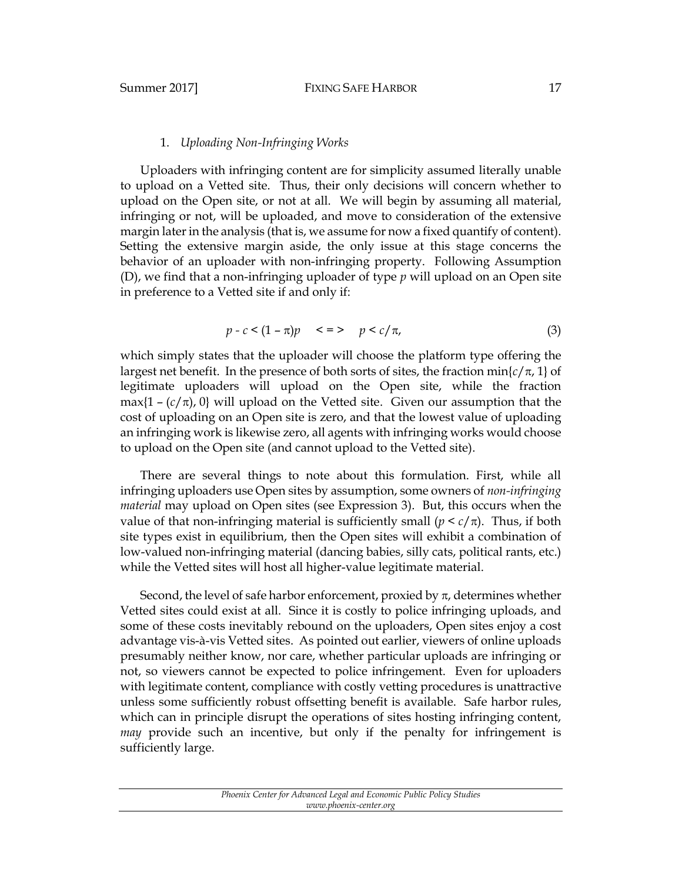### 1. *Uploading Non-Infringing Works*

Uploaders with infringing content are for simplicity assumed literally unable to upload on a Vetted site. Thus, their only decisions will concern whether to upload on the Open site, or not at all. We will begin by assuming all material, infringing or not, will be uploaded, and move to consideration of the extensive margin later in the analysis (that is, we assume for now a fixed quantify of content). Setting the extensive margin aside, the only issue at this stage concerns the behavior of an uploader with non-infringing property. Following Assumption (D), we find that a non-infringing uploader of type $p$ will upload on an Open site in preference to a Vetted site if and only if:

$$p - c < (1 - \pi)p \quad <=> \quad p < c/\pi, \tag{3}$$

which simply states that the uploader will choose the platform type offering the largest net benefit. In the presence of both sorts of sites, the fraction $\min\{c/\pi, 1\}$ of legitimate uploaders will upload on the Open site, while the fraction $\max\{1 - (c/\pi), 0\}$ will upload on the Vetted site. Given our assumption that the cost of uploading on an Open site is zero, and that the lowest value of uploading an infringing work is likewise zero, all agents with infringing works would choose to upload on the Open site (and cannot upload to the Vetted site).

There are several things to note about this formulation. First, while all infringing uploaders use Open sites by assumption, some owners of *non-infringing material* may upload on Open sites (see Expression 3). But, this occurs when the value of that non-infringing material is sufficiently small ($p < c/\pi$). Thus, if both site types exist in equilibrium, then the Open sites will exhibit a combination of low-valued non-infringing material (dancing babies, silly cats, political rants, etc.) while the Vetted sites will host all higher-value legitimate material.

Second, the level of safe harbor enforcement, proxied by $\pi$, determines whether Vetted sites could exist at all. Since it is costly to police infringing uploads, and some of these costs inevitably rebound on the uploaders, Open sites enjoy a cost advantage vis-à-vis Vetted sites. As pointed out earlier, viewers of online uploads presumably neither know, nor care, whether particular uploads are infringing or not, so viewers cannot be expected to police infringement. Even for uploaders with legitimate content, compliance with costly vetting procedures is unattractive unless some sufficiently robust offsetting benefit is available. Safe harbor rules, which can in principle disrupt the operations of sites hosting infringing content, *may* provide such an incentive, but only if the penalty for infringement is sufficiently large.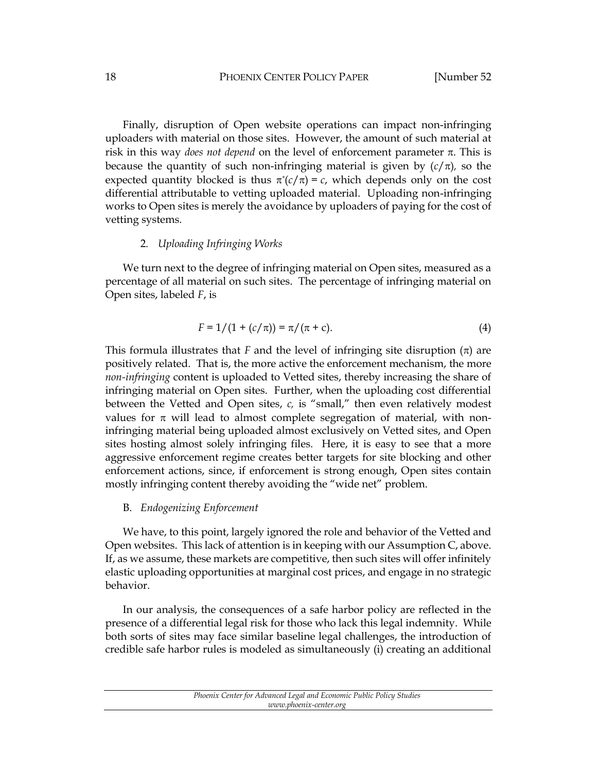Finally, disruption of Open website operations can impact non-infringing uploaders with material on those sites. However, the amount of such material at risk in this way *does not depend* on the level of enforcement parameter $\pi$. This is because the quantity of such non-infringing material is given by $(c/\pi)$, so the expected quantity blocked is thus $\pi^*(c/\pi) = c$, which depends only on the cost differential attributable to vetting uploaded material. Uploading non-infringing works to Open sites is merely the avoidance by uploaders of paying for the cost of vetting systems.

### 2. *Uploading Infringing Works*

We turn next to the degree of infringing material on Open sites, measured as a percentage of all material on such sites. The percentage of infringing material on Open sites, labeled $F$, is

$$F = 1/(1 + (c/\pi)) = \pi/(\pi + c). \tag{4}$$

This formula illustrates that $F$ and the level of infringing site disruption ($\pi$) are positively related. That is, the more active the enforcement mechanism, the more *non-infringing* content is uploaded to Vetted sites, thereby increasing the share of infringing material on Open sites. Further, when the uploading cost differential between the Vetted and Open sites, $c$, is "small," then even relatively modest values for $\pi$ will lead to almost complete segregation of material, with non-infringing material being uploaded almost exclusively on Vetted sites, and Open sites hosting almost solely infringing files. Here, it is easy to see that a more aggressive enforcement regime creates better targets for site blocking and other enforcement actions, since, if enforcement is strong enough, Open sites contain mostly infringing content thereby avoiding the "wide net" problem.

## B. *Endogenizing Enforcement*

We have, to this point, largely ignored the role and behavior of the Vetted and Open websites. This lack of attention is in keeping with our Assumption C, above. If, as we assume, these markets are competitive, then such sites will offer infinitely elastic uploading opportunities at marginal cost prices, and engage in no strategic behavior.

In our analysis, the consequences of a safe harbor policy are reflected in the presence of a differential legal risk for those who lack this legal indemnity. While both sorts of sites may face similar baseline legal challenges, the introduction of credible safe harbor rules is modeled as simultaneously (i) creating an additional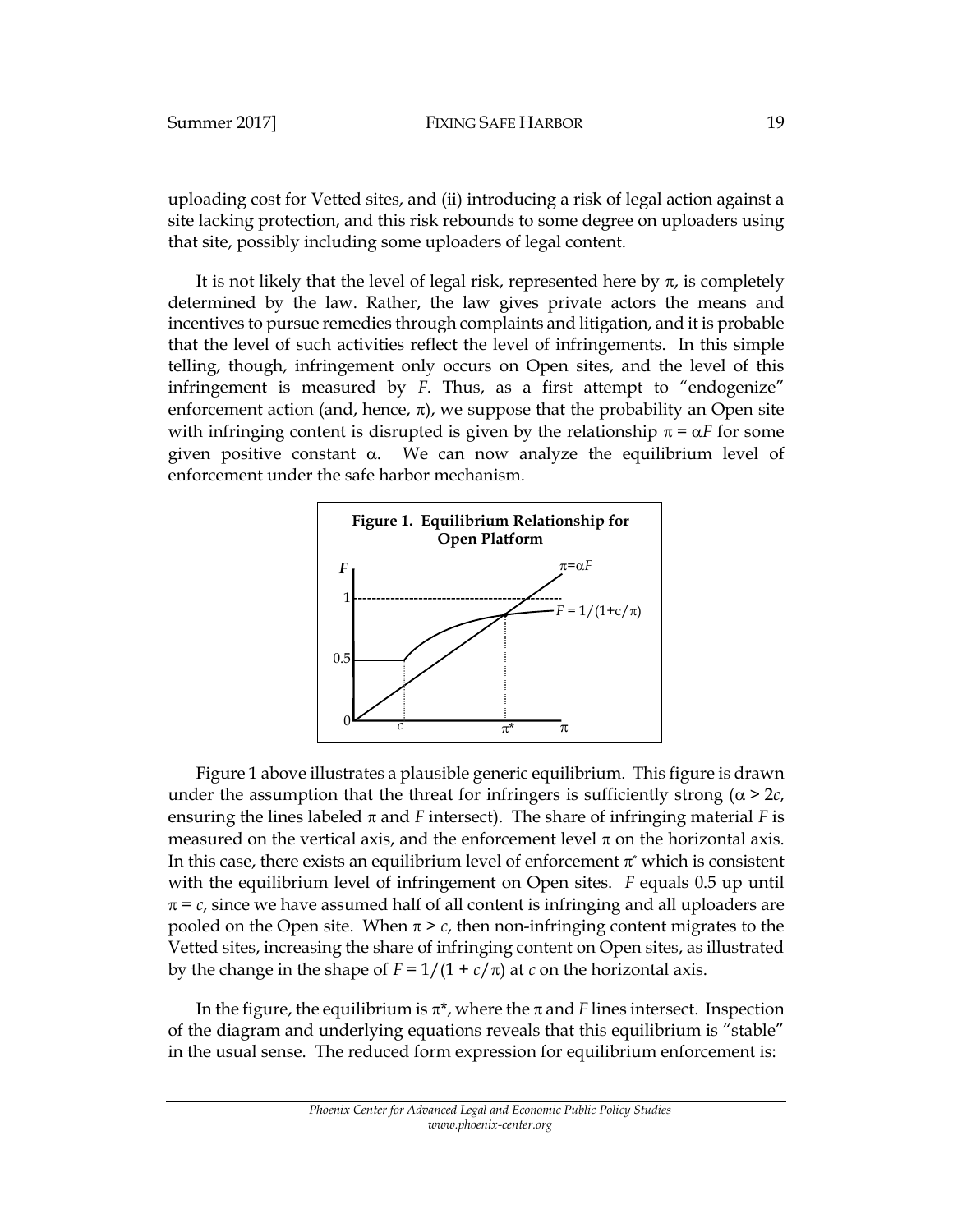uploading cost for Vetted sites, and (ii) introducing a risk of legal action against a site lacking protection, and this risk rebounds to some degree on uploaders using that site, possibly including some uploaders of legal content.

It is not likely that the level of legal risk, represented here by $\pi$, is completely determined by the law. Rather, the law gives private actors the means and incentives to pursue remedies through complaints and litigation, and it is probable that the level of such activities reflect the level of infringements. In this simple telling, though, infringement only occurs on Open sites, and the level of this infringement is measured by $F$. Thus, as a first attempt to "endogenize" enforcement action (and, hence, $\pi$), we suppose that the probability an Open site with infringing content is disrupted is given by the relationship $\pi = \alpha F$ for some given positive constant $\alpha$. We can now analyze the equilibrium level of enforcement under the safe harbor mechanism.

**Figure 1. Equilibrium Relationship for Open Platform**

Figure 1 above illustrates a plausible generic equilibrium. This figure is drawn under the assumption that the threat for infringers is sufficiently strong ($\alpha > 2c$, ensuring the lines labeled $\pi$ and $F$ intersect). The share of infringing material $F$ is measured on the vertical axis, and the enforcement level $\pi$ on the horizontal axis. In this case, there exists an equilibrium level of enforcement $\pi^*$ which is consistent with the equilibrium level of infringement on Open sites. $F$ equals 0.5 up until $\pi = c$, since we have assumed half of all content is infringing and all uploaders are pooled on the Open site. When $\pi > c$, then non-infringing content migrates to the Vetted sites, increasing the share of infringing content on Open sites, as illustrated by the change in the shape of $F = 1/(1 + c/\pi)$ at $c$ on the horizontal axis.

In the figure, the equilibrium is $\pi^*$, where the $\pi$ and $F$ lines intersect. Inspection of the diagram and underlying equations reveals that this equilibrium is "stable" in the usual sense. The reduced form expression for equilibrium enforcement is: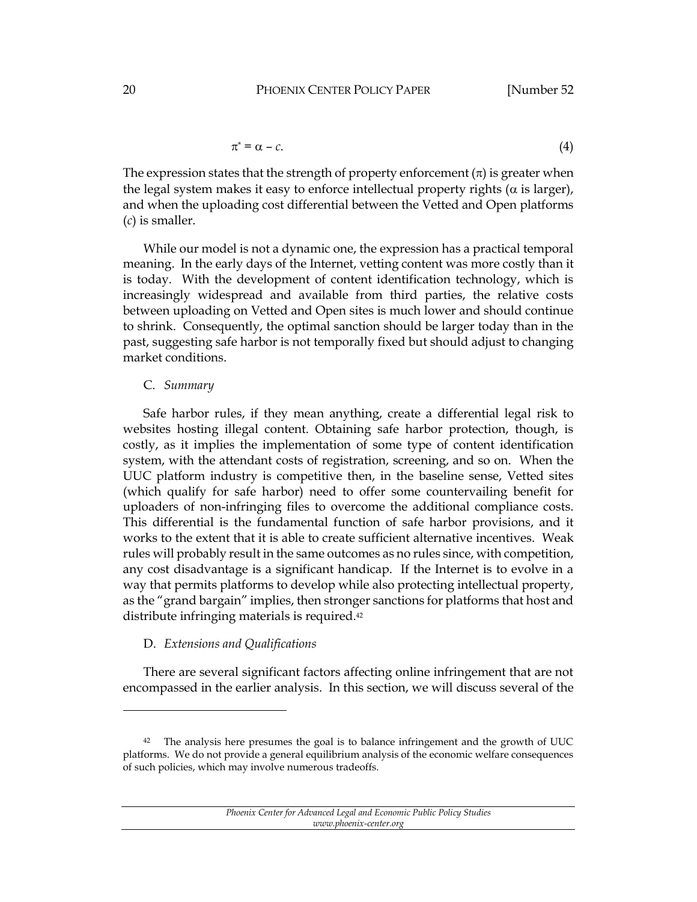$$\pi^* = \alpha - c. \tag{4}$$

The expression states that the strength of property enforcement ($\pi$) is greater when the legal system makes it easy to enforce intellectual property rights ($\alpha$ is larger), and when the uploading cost differential between the Vetted and Open platforms ($c$) is smaller.

While our model is not a dynamic one, the expression has a practical temporal meaning. In the early days of the Internet, vetting content was more costly than it is today. With the development of content identification technology, which is increasingly widespread and available from third parties, the relative costs between uploading on Vetted and Open sites is much lower and should continue to shrink. Consequently, the optimal sanction should be larger today than in the past, suggesting safe harbor is not temporally fixed but should adjust to changing market conditions.

### C. *Summary*

Safe harbor rules, if they mean anything, create a differential legal risk to websites hosting illegal content. Obtaining safe harbor protection, though, is costly, as it implies the implementation of some type of content identification system, with the attendant costs of registration, screening, and so on. When the UUC platform industry is competitive then, in the baseline sense, Vetted sites (which qualify for safe harbor) need to offer some countervailing benefit for uploaders of non-infringing files to overcome the additional compliance costs. This differential is the fundamental function of safe harbor provisions, and it works to the extent that it is able to create sufficient alternative incentives. Weak rules will probably result in the same outcomes as no rules since, with competition, any cost disadvantage is a significant handicap. If the Internet is to evolve in a way that permits platforms to develop while also protecting intellectual property, as the "grand bargain" implies, then stronger sanctions for platforms that host and distribute infringing materials is required.[42]

### D. *Extensions and Qualifications*

There are several significant factors affecting online infringement that are not encompassed in the earlier analysis. In this section, we will discuss several of the

---

[42] The analysis here presumes the goal is to balance infringement and the growth of UUC platforms. We do not provide a general equilibrium analysis of the economic welfare consequences of such policies, which may involve numerous tradeoffs.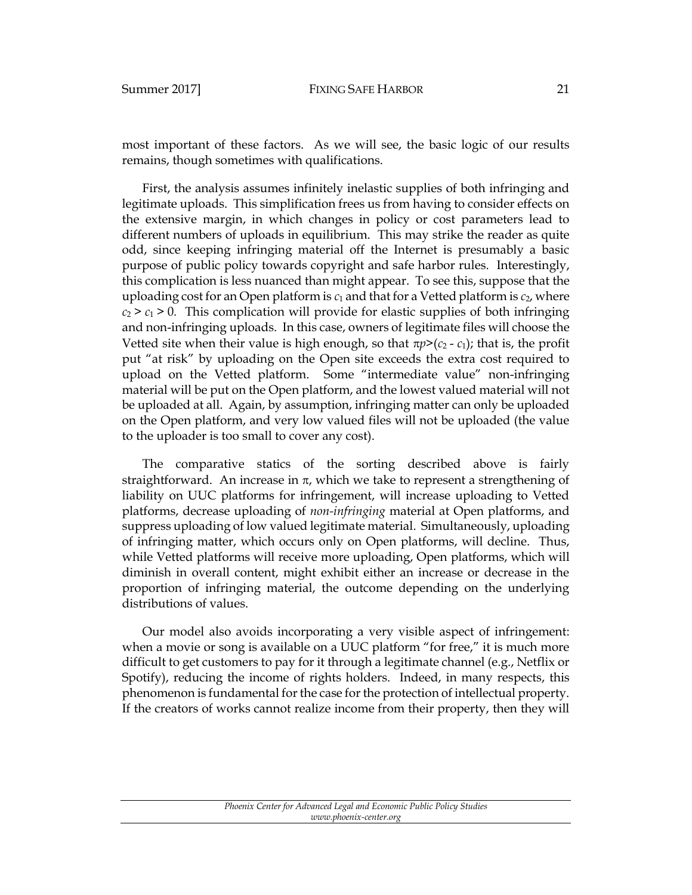most important of these factors. As we will see, the basic logic of our results remains, though sometimes with qualifications.

First, the analysis assumes infinitely inelastic supplies of both infringing and legitimate uploads. This simplification frees us from having to consider effects on the extensive margin, in which changes in policy or cost parameters lead to different numbers of uploads in equilibrium. This may strike the reader as quite odd, since keeping infringing material off the Internet is presumably a basic purpose of public policy towards copyright and safe harbor rules. Interestingly, this complication is less nuanced than might appear. To see this, suppose that the uploading cost for an Open platform is $c_1$ and that for a Vetted platform is $c_2$, where $c_2 > c_1 > 0$. This complication will provide for elastic supplies of both infringing and non-infringing uploads. In this case, owners of legitimate files will choose the Vetted site when their value is high enough, so that $\pi p > (c_2 - c_1)$; that is, the profit put "at risk" by uploading on the Open site exceeds the extra cost required to upload on the Vetted platform. Some "intermediate value" non-infringing material will be put on the Open platform, and the lowest valued material will not be uploaded at all. Again, by assumption, infringing matter can only be uploaded on the Open platform, and very low valued files will not be uploaded (the value to the uploader is too small to cover any cost).

The comparative statics of the sorting described above is fairly straightforward. An increase in $\pi$, which we take to represent a strengthening of liability on UUC platforms for infringement, will increase uploading to Vetted platforms, decrease uploading of *non-infringing* material at Open platforms, and suppress uploading of low valued legitimate material. Simultaneously, uploading of infringing matter, which occurs only on Open platforms, will decline. Thus, while Vetted platforms will receive more uploading, Open platforms, which will diminish in overall content, might exhibit either an increase or decrease in the proportion of infringing material, the outcome depending on the underlying distributions of values.

Our model also avoids incorporating a very visible aspect of infringement: when a movie or song is available on a UUC platform "for free," it is much more difficult to get customers to pay for it through a legitimate channel (e.g., Netflix or Spotify), reducing the income of rights holders. Indeed, in many respects, this phenomenon is fundamental for the case for the protection of intellectual property. If the creators of works cannot realize income from their property, then they will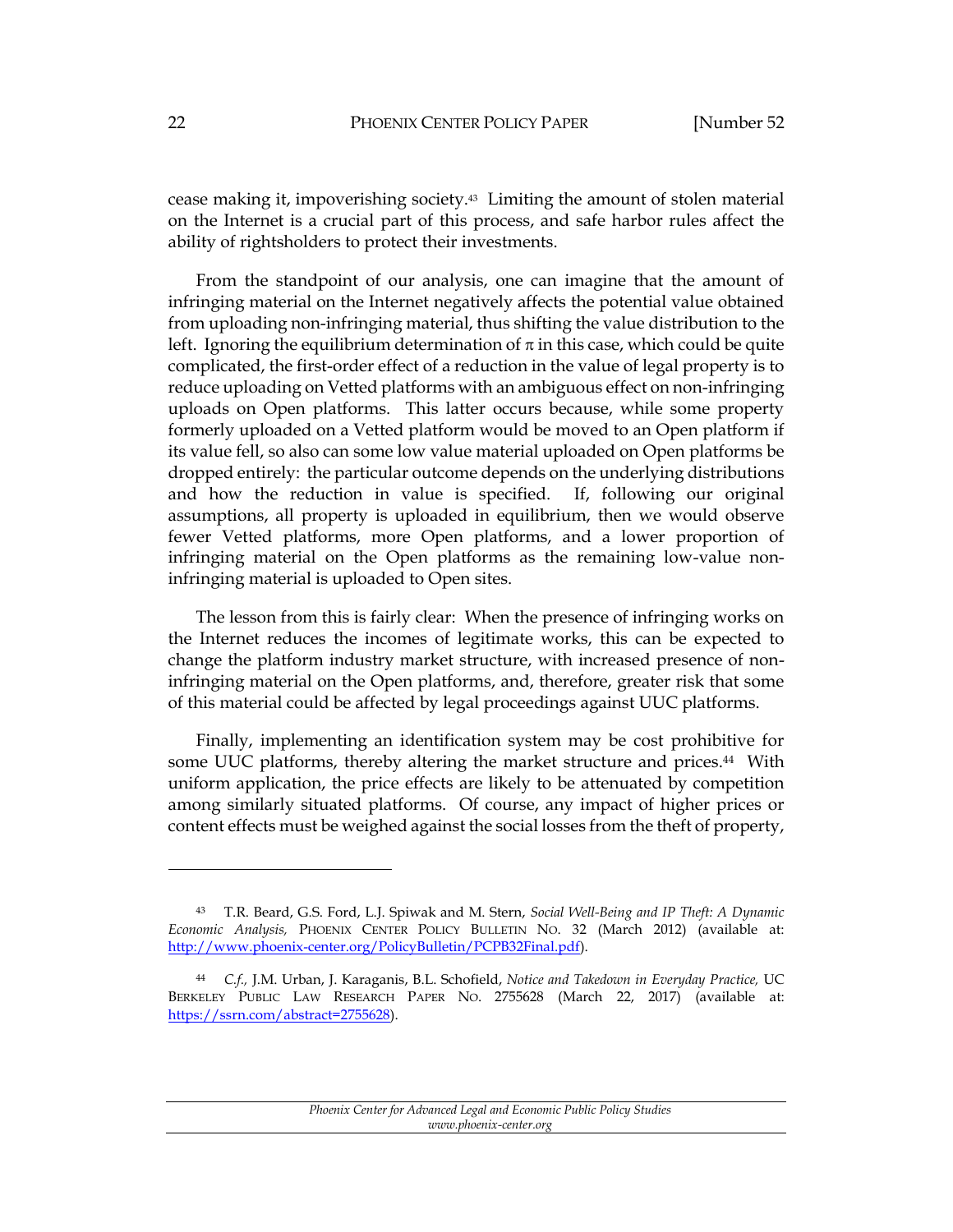cease making it, impoverishing society.[43] Limiting the amount of stolen material on the Internet is a crucial part of this process, and safe harbor rules affect the ability of rightsholders to protect their investments.

From the standpoint of our analysis, one can imagine that the amount of infringing material on the Internet negatively affects the potential value obtained from uploading non-infringing material, thus shifting the value distribution to the left. Ignoring the equilibrium determination of $\pi$ in this case, which could be quite complicated, the first-order effect of a reduction in the value of legal property is to reduce uploading on Vetted platforms with an ambiguous effect on non-infringing uploads on Open platforms. This latter occurs because, while some property formerly uploaded on a Vetted platform would be moved to an Open platform if its value fell, so also can some low value material uploaded on Open platforms be dropped entirely: the particular outcome depends on the underlying distributions and how the reduction in value is specified. If, following our original assumptions, all property is uploaded in equilibrium, then we would observe fewer Vetted platforms, more Open platforms, and a lower proportion of infringing material on the Open platforms as the remaining low-value non-infringing material is uploaded to Open sites.

The lesson from this is fairly clear: When the presence of infringing works on the Internet reduces the incomes of legitimate works, this can be expected to change the platform industry market structure, with increased presence of non-infringing material on the Open platforms, and, therefore, greater risk that some of this material could be affected by legal proceedings against UUC platforms.

Finally, implementing an identification system may be cost prohibitive for some UUC platforms, thereby altering the market structure and prices.[44] With uniform application, the price effects are likely to be attenuated by competition among similarly situated platforms. Of course, any impact of higher prices or content effects must be weighed against the social losses from the theft of property,

---

[43] T.R. Beard, G.S. Ford, L.J. Spiwak and M. Stern, *Social Well-Being and IP Theft: A Dynamic Economic Analysis,* PHOENIX CENTER POLICY BULLETIN NO. 32 (March 2012) (available at: http://www.phoenix-center.org/PolicyBulletin/PCPB32Final.pdf).

[44] *C.f.,* J.M. Urban, J. Karaganis, B.L. Schofield, *Notice and Takedown in Everyday Practice,* UC BERKELEY PUBLIC LAW RESEARCH PAPER NO. 2755628 (March 22, 2017) (available at: https://ssrn.com/abstract=2755628).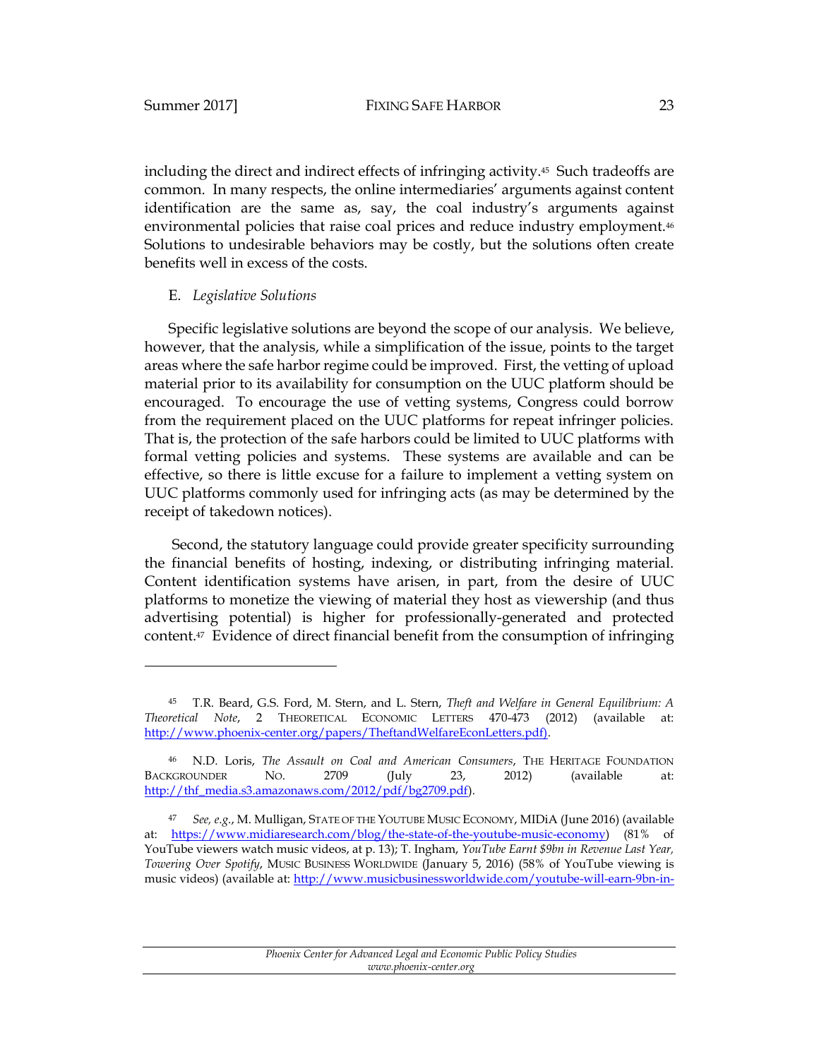including the direct and indirect effects of infringing activity.[45] Such tradeoffs are common. In many respects, the online intermediaries' arguments against content identification are the same as, say, the coal industry's arguments against environmental policies that raise coal prices and reduce industry employment.[46] Solutions to undesirable behaviors may be costly, but the solutions often create benefits well in excess of the costs.

### E. *Legislative Solutions*

Specific legislative solutions are beyond the scope of our analysis. We believe, however, that the analysis, while a simplification of the issue, points to the target areas where the safe harbor regime could be improved. First, the vetting of upload material prior to its availability for consumption on the UUC platform should be encouraged. To encourage the use of vetting systems, Congress could borrow from the requirement placed on the UUC platforms for repeat infringer policies. That is, the protection of the safe harbors could be limited to UUC platforms with formal vetting policies and systems. These systems are available and can be effective, so there is little excuse for a failure to implement a vetting system on UUC platforms commonly used for infringing acts (as may be determined by the receipt of takedown notices).

Second, the statutory language could provide greater specificity surrounding the financial benefits of hosting, indexing, or distributing infringing material. Content identification systems have arisen, in part, from the desire of UUC platforms to monetize the viewing of material they host as viewership (and thus advertising potential) is higher for professionally-generated and protected content.[47] Evidence of direct financial benefit from the consumption of infringing

---

[45] T.R. Beard, G.S. Ford, M. Stern, and L. Stern, *Theft and Welfare in General Equilibrium: A Theoretical Note*, 2 THEORETICAL ECONOMIC LETTERS 470-473 (2012) (available at: http://www.phoenix-center.org/papers/TheftandWelfareEconLetters.pdf).

[46] N.D. Loris, *The Assault on Coal and American Consumers*, THE HERITAGE FOUNDATION BACKGROUNDER NO. 2709 (July 23, 2012) (available at: http://thf_media.s3.amazonaws.com/2012/pdf/bg2709.pdf).

[47] *See, e.g.*, M. Mulligan, STATE OF THE YOUTUBE MUSIC ECONOMY, MIDiA (June 2016) (available at: https://www.midiaresearch.com/blog/the-state-of-the-youtube-music-economy) (81% of YouTube viewers watch music videos, at p. 13); T. Ingham, *YouTube Earnt $9bn in Revenue Last Year, Towering Over Spotify*, MUSIC BUSINESS WORLDWIDE (January 5, 2016) (58% of YouTube viewing is music videos) (available at: http://www.musicbusinessworldwide.com/youtube-will-earn-9bn-in-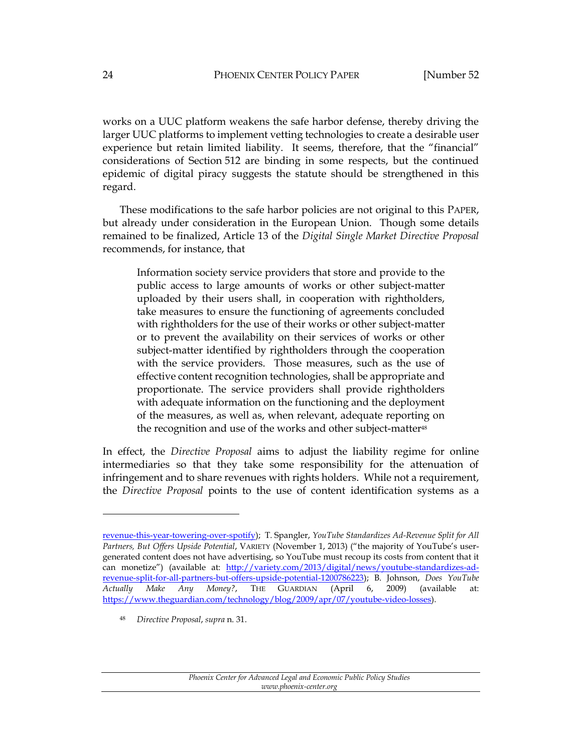works on a UUC platform weakens the safe harbor defense, thereby driving the larger UUC platforms to implement vetting technologies to create a desirable user experience but retain limited liability. It seems, therefore, that the "financial" considerations of Section 512 are binding in some respects, but the continued epidemic of digital piracy suggests the statute should be strengthened in this regard.

These modifications to the safe harbor policies are not original to this PAPER, but already under consideration in the European Union. Though some details remained to be finalized, Article 13 of the *Digital Single Market Directive Proposal* recommends, for instance, that

> Information society service providers that store and provide to the public access to large amounts of works or other subject-matter uploaded by their users shall, in cooperation with rightholders, take measures to ensure the functioning of agreements concluded with rightholders for the use of their works or other subject-matter or to prevent the availability on their services of works or other subject-matter identified by rightholders through the cooperation with the service providers. Those measures, such as the use of effective content recognition technologies, shall be appropriate and proportionate. The service providers shall provide rightholders with adequate information on the functioning and the deployment of the measures, as well as, when relevant, adequate reporting on the recognition and use of the works and other subject-matter[48]

In effect, the *Directive Proposal* aims to adjust the liability regime for online intermediaries so that they take some responsibility for the attenuation of infringement and to share revenues with rights holders. While not a requirement, the *Directive Proposal* points to the use of content identification systems as a

---

revenue-this-year-towering-over-spotify); T. Spangler, *YouTube Standardizes Ad-Revenue Split for All Partners, But Offers Upside Potential*, VARIETY (November 1, 2013) ("the majority of YouTube's user-generated content does not have advertising, so YouTube must recoup its costs from content that it can monetize") (available at: http://variety.com/2013/digital/news/youtube-standardizes-ad-revenue-split-for-all-partners-but-offers-upside-potential-1200786223); B. Johnson, *Does YouTube Actually Make Any Money?*, THE GUARDIAN (April 6, 2009) (available at: https://www.theguardian.com/technology/blog/2009/apr/07/youtube-video-losses).

[48] *Directive Proposal*, *supra* n. 31.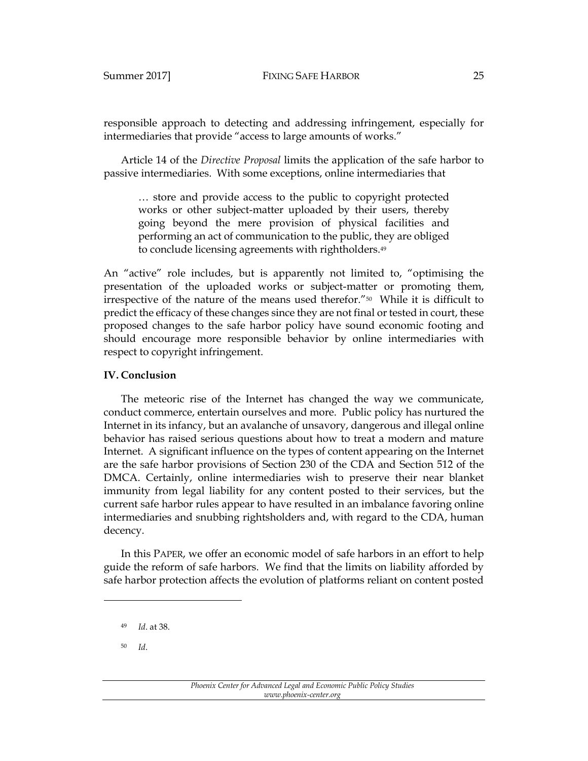responsible approach to detecting and addressing infringement, especially for intermediaries that provide "access to large amounts of works."

Article 14 of the *Directive Proposal* limits the application of the safe harbor to passive intermediaries. With some exceptions, online intermediaries that

> … store and provide access to the public to copyright protected works or other subject-matter uploaded by their users, thereby going beyond the mere provision of physical facilities and performing an act of communication to the public, they are obliged to conclude licensing agreements with rightholders.[49]

An "active" role includes, but is apparently not limited to, "optimising the presentation of the uploaded works or subject-matter or promoting them, irrespective of the nature of the means used therefor."[50] While it is difficult to predict the efficacy of these changes since they are not final or tested in court, these proposed changes to the safe harbor policy have sound economic footing and should encourage more responsible behavior by online intermediaries with respect to copyright infringement.

## IV. Conclusion

The meteoric rise of the Internet has changed the way we communicate, conduct commerce, entertain ourselves and more. Public policy has nurtured the Internet in its infancy, but an avalanche of unsavory, dangerous and illegal online behavior has raised serious questions about how to treat a modern and mature Internet. A significant influence on the types of content appearing on the Internet are the safe harbor provisions of Section 230 of the CDA and Section 512 of the DMCA. Certainly, online intermediaries wish to preserve their near blanket immunity from legal liability for any content posted to their services, but the current safe harbor rules appear to have resulted in an imbalance favoring online intermediaries and snubbing rightsholders and, with regard to the CDA, human decency.

In this PAPER, we offer an economic model of safe harbors in an effort to help guide the reform of safe harbors. We find that the limits on liability afforded by safe harbor protection affects the evolution of platforms reliant on content posted

---

[49] *Id*. at 38.

[50] *Id*.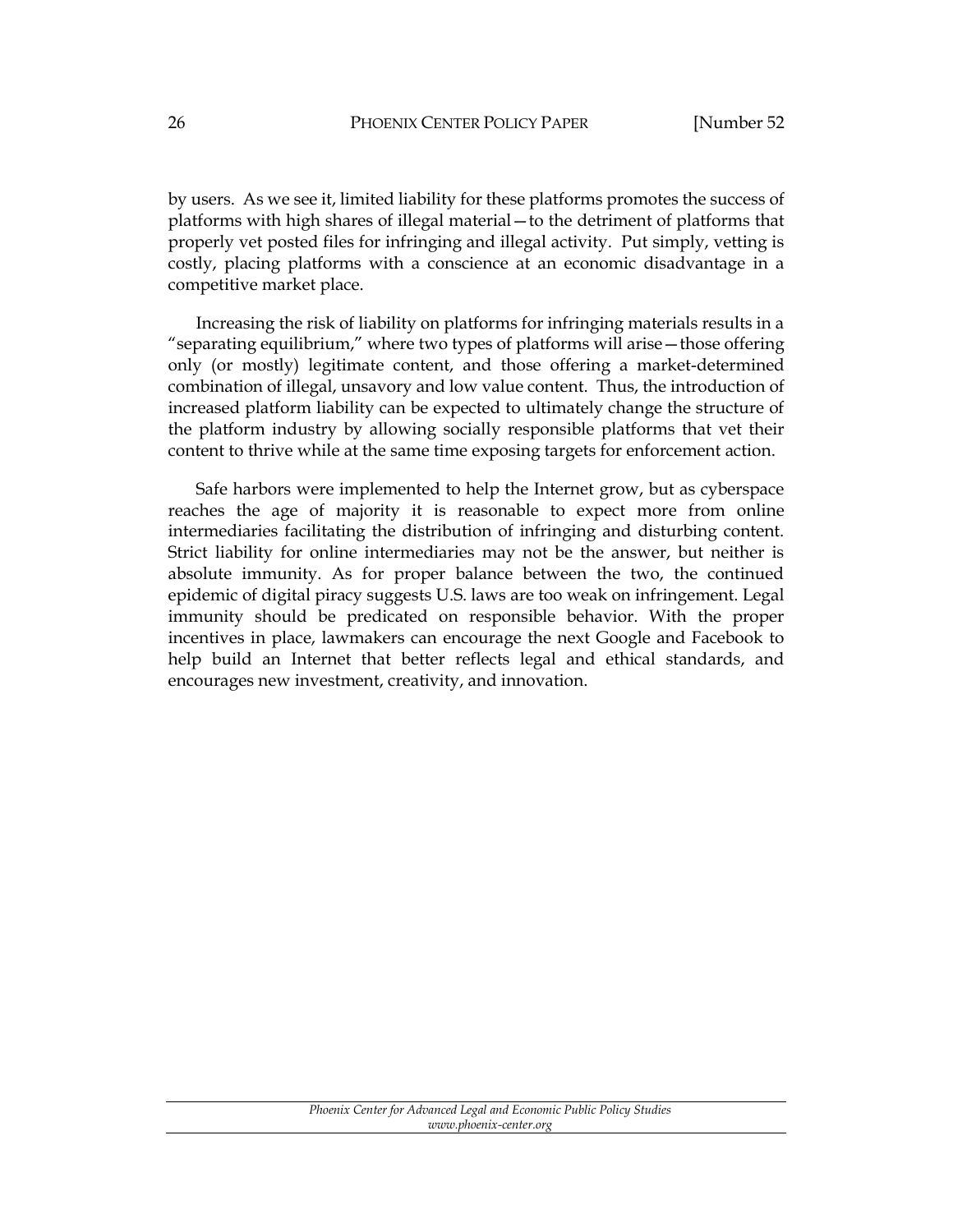by users. As we see it, limited liability for these platforms promotes the success of platforms with high shares of illegal material—to the detriment of platforms that properly vet posted files for infringing and illegal activity. Put simply, vetting is costly, placing platforms with a conscience at an economic disadvantage in a competitive market place.

Increasing the risk of liability on platforms for infringing materials results in a "separating equilibrium," where two types of platforms will arise—those offering only (or mostly) legitimate content, and those offering a market-determined combination of illegal, unsavory and low value content. Thus, the introduction of increased platform liability can be expected to ultimately change the structure of the platform industry by allowing socially responsible platforms that vet their content to thrive while at the same time exposing targets for enforcement action.

Safe harbors were implemented to help the Internet grow, but as cyberspace reaches the age of majority it is reasonable to expect more from online intermediaries facilitating the distribution of infringing and disturbing content. Strict liability for online intermediaries may not be the answer, but neither is absolute immunity. As for proper balance between the two, the continued epidemic of digital piracy suggests U.S. laws are too weak on infringement. Legal immunity should be predicated on responsible behavior. With the proper incentives in place, lawmakers can encourage the next Google and Facebook to help build an Internet that better reflects legal and ethical standards, and encourages new investment, creativity, and innovation.